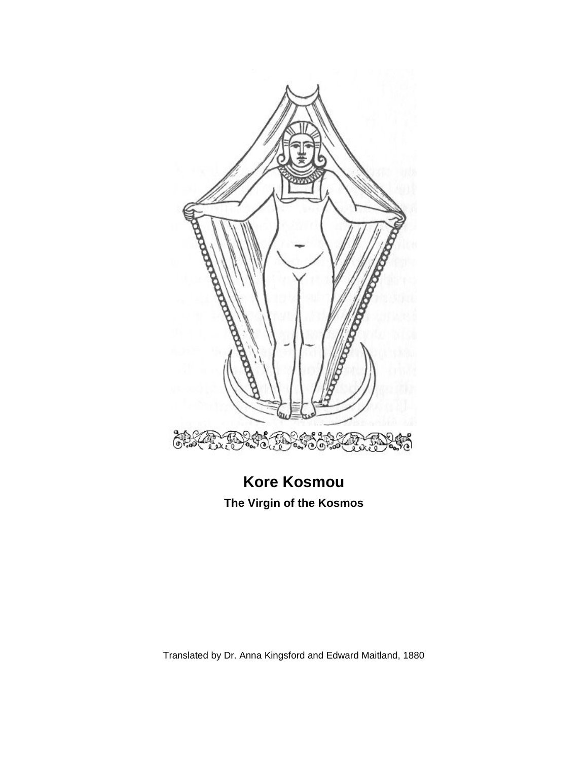# Kore Kosmou

### The Virgin of the Kosmos

Translated by Dr. Anna Kingsford and Edward Maitland, 1880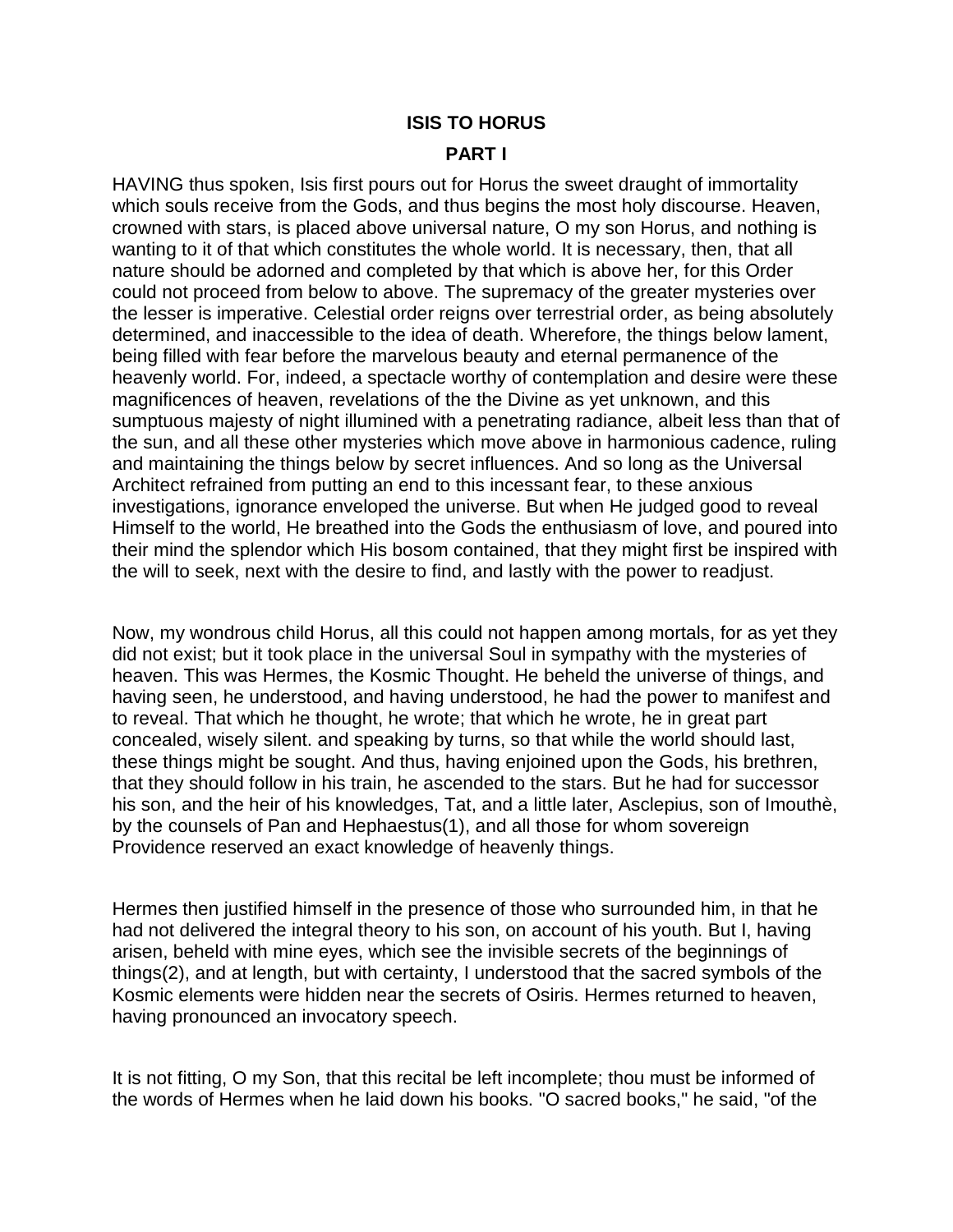**ISIS TO HORUS**

**PART I**

HAVING thus spoken, Isis first pours out for Horus the sweet draught of immortality which souls receive from the Gods, and thus begins the most holy discourse. Heaven, crowned with stars, is placed above universal nature, O my son Horus, and nothing is wanting to it of that which constitutes the whole world. It is necessary, then, that all nature should be adorned and completed by that which is above her, for this Order could not proceed from below to above. The supremacy of the greater mysteries over the lesser is imperative. Celestial order reigns over terrestrial order, as being absolutely determined, and inaccessible to the idea of death. Wherefore, the things below lament, being filled with fear before the marvelous beauty and eternal permanence of the heavenly world. For, indeed, a spectacle worthy of contemplation and desire were these magnificences of heaven, revelations of the the Divine as yet unknown, and this sumptuous majesty of night illumined with a penetrating radiance, albeit less than that of the sun, and all these other mysteries which move above in harmonious cadence, ruling and maintaining the things below by secret influences. And so long as the Universal Architect refrained from putting an end to this incessant fear, to these anxious investigations, ignorance enveloped the universe. But when He judged good to reveal Himself to the world, He breathed into the Gods the enthusiasm of love, and poured into their mind the splendor which His bosom contained, that they might first be inspired with the will to seek, next with the desire to find, and lastly with the power to readjust.

Now, my wondrous child Horus, all this could not happen among mortals, for as yet they did not exist; but it took place in the universal Soul in sympathy with the mysteries of heaven. This was Hermes, the Kosmic Thought. He beheld the universe of things, and having seen, he understood, and having understood, he had the power to manifest and to reveal. That which he thought, he wrote; that which he wrote, he in great part concealed, wisely silent. and speaking by turns, so that while the world should last, these things might be sought. And thus, having enjoined upon the Gods, his brethren, that they should follow in his train, he ascended to the stars. But he had for successor his son, and the heir of his knowledges, Tat, and a little later, Asclepius, son of Imouthè, by the counsels of Pan and Hephaestus(1), and all those for whom sovereign Providence reserved an exact knowledge of heavenly things.

Hermes then justified himself in the presence of those who surrounded him, in that he had not delivered the integral theory to his son, on account of his youth. But I, having arisen, beheld with mine eyes, which see the invisible secrets of the beginnings of things(2), and at length, but with certainty, I understood that the sacred symbols of the Kosmic elements were hidden near the secrets of Osiris. Hermes returned to heaven, having pronounced an invocatory speech.

It is not fitting, O my Son, that this recital be left incomplete; thou must be informed of the words of Hermes when he laid down his books. "O sacred books," he said, "of the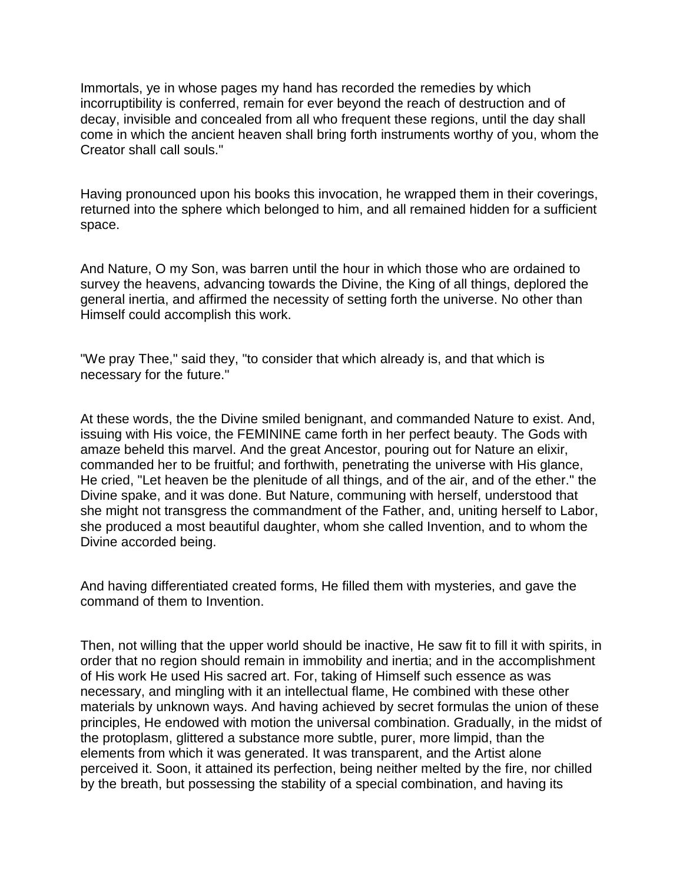Immortals, ye in whose pages my hand has recorded the remedies by which incorruptibility is conferred, remain for ever beyond the reach of destruction and of decay, invisible and concealed from all who frequent these regions, until the day shall come in which the ancient heaven shall bring forth instruments worthy of you, whom the Creator shall call souls."

Having pronounced upon his books this invocation, he wrapped them in their coverings, returned into the sphere which belonged to him, and all remained hidden for a sufficient space.

And Nature, O my Son, was barren until the hour in which those who are ordained to survey the heavens, advancing towards the Divine, the King of all things, deplored the general inertia, and affirmed the necessity of setting forth the universe. No other than Himself could accomplish this work.

"We pray Thee," said they, "to consider that which already is, and that which is necessary for the future."

At these words, the the Divine smiled benignant, and commanded Nature to exist. And, issuing with His voice, the FEMININE came forth in her perfect beauty. The Gods with amaze beheld this marvel. And the great Ancestor, pouring out for Nature an elixir, commanded her to be fruitful; and forthwith, penetrating the universe with His glance, He cried, "Let heaven be the plenitude of all things, and of the air, and of the ether." the Divine spake, and it was done. But Nature, communing with herself, understood that she might not transgress the commandment of the Father, and, uniting herself to Labor, she produced a most beautiful daughter, whom she called Invention, and to whom the Divine accorded being.

And having differentiated created forms, He filled them with mysteries, and gave the command of them to Invention.

Then, not willing that the upper world should be inactive, He saw fit to fill it with spirits, in order that no region should remain in immobility and inertia; and in the accomplishment of His work He used His sacred art. For, taking of Himself such essence as was necessary, and mingling with it an intellectual flame, He combined with these other materials by unknown ways. And having achieved by secret formulas the union of these principles, He endowed with motion the universal combination. Gradually, in the midst of the protoplasm, glittered a substance more subtle, purer, more limpid, than the elements from which it was generated. It was transparent, and the Artist alone perceived it. Soon, it attained its perfection, being neither melted by the fire, nor chilled by the breath, but possessing the stability of a special combination, and having its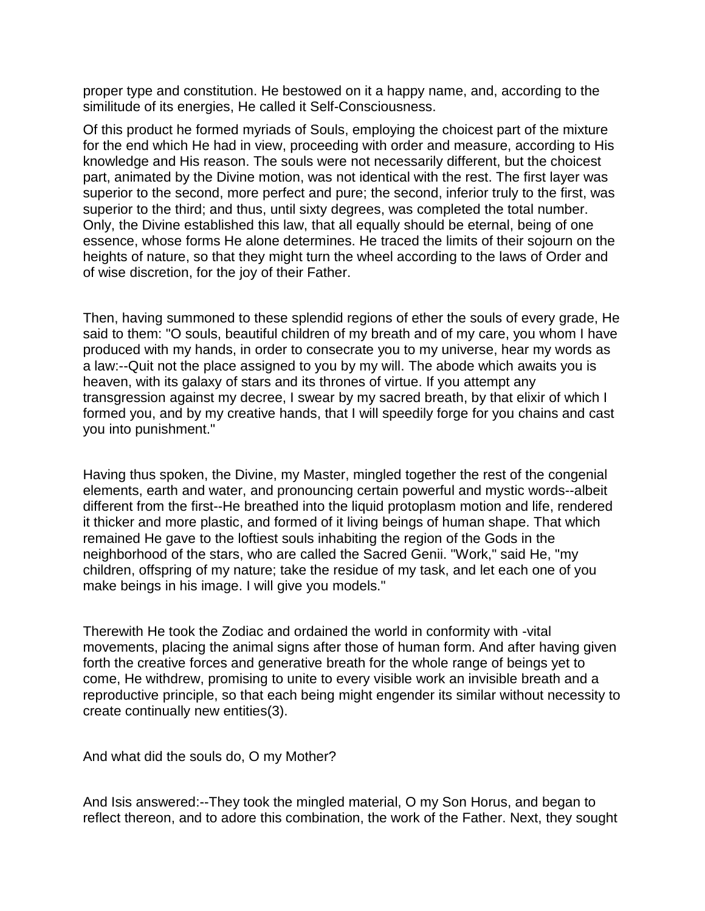proper type and constitution. He bestowed on it a happy name, and, according to the similitude of its energies, He called it Self-Consciousness.

Of this product he formed myriads of Souls, employing the choicest part of the mixture for the end which He had in view, proceeding with order and measure, according to His knowledge and His reason. The souls were not necessarily different, but the choicest part, animated by the Divine motion, was not identical with the rest. The first layer was superior to the second, more perfect and pure; the second, inferior truly to the first, was superior to the third; and thus, until sixty degrees, was completed the total number. Only, the Divine established this law, that all equally should be eternal, being of one essence, whose forms He alone determines. He traced the limits of their sojourn on the heights of nature, so that they might turn the wheel according to the laws of Order and of wise discretion, for the joy of their Father.

Then, having summoned to these splendid regions of ether the souls of every grade, He said to them: "O souls, beautiful children of my breath and of my care, you whom I have produced with my hands, in order to consecrate you to my universe, hear my words as a law:--Quit not the place assigned to you by my will. The abode which awaits you is heaven, with its galaxy of stars and its thrones of virtue. If you attempt any transgression against my decree, I swear by my sacred breath, by that elixir of which I formed you, and by my creative hands, that I will speedily forge for you chains and cast you into punishment."

Having thus spoken, the Divine, my Master, mingled together the rest of the congenial elements, earth and water, and pronouncing certain powerful and mystic words--albeit different from the first--He breathed into the liquid protoplasm motion and life, rendered it thicker and more plastic, and formed of it living beings of human shape. That which remained He gave to the loftiest souls inhabiting the region of the Gods in the neighborhood of the stars, who are called the Sacred Genii. "Work," said He, "my children, offspring of my nature; take the residue of my task, and let each one of you make beings in his image. I will give you models."

Therewith He took the Zodiac and ordained the world in conformity with -vital movements, placing the animal signs after those of human form. And after having given forth the creative forces and generative breath for the whole range of beings yet to come, He withdrew, promising to unite to every visible work an invisible breath and a reproductive principle, so that each being might engender its similar without necessity to create continually new entities(3).

And what did the souls do, O my Mother?

And Isis answered:--They took the mingled material, O my Son Horus, and began to reflect thereon, and to adore this combination, the work of the Father. Next, they sought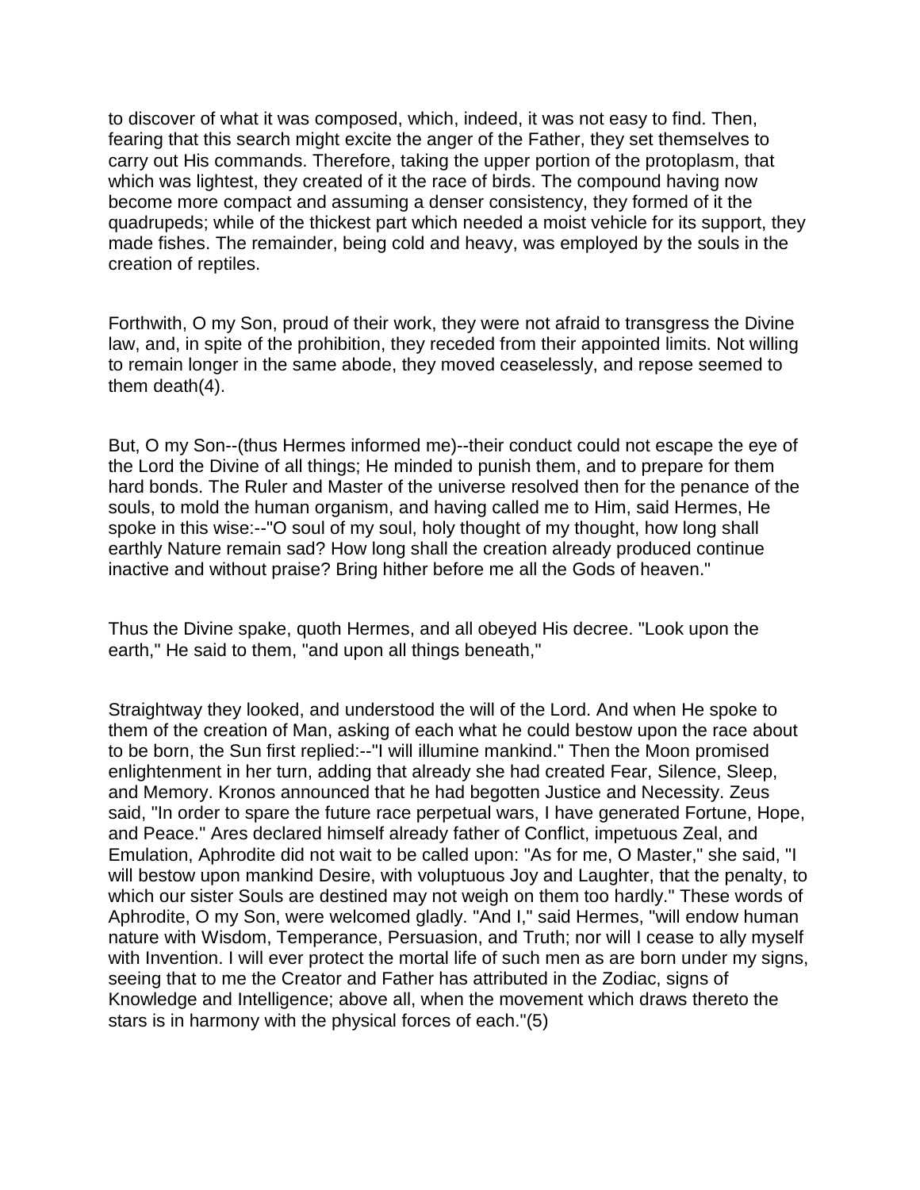to discover of what it was composed, which, indeed, it was not easy to find. Then, fearing that this search might excite the anger of the Father, they set themselves to carry out His commands. Therefore, taking the upper portion of the protoplasm, that which was lightest, they created of it the race of birds. The compound having now become more compact and assuming a denser consistency, they formed of it the quadrupeds; while of the thickest part which needed a moist vehicle for its support, they made fishes. The remainder, being cold and heavy, was employed by the souls in the creation of reptiles.

Forthwith, O my Son, proud of their work, they were not afraid to transgress the Divine law, and, in spite of the prohibition, they receded from their appointed limits. Not willing to remain longer in the same abode, they moved ceaselessly, and repose seemed to them death(4).

But, O my Son--(thus Hermes informed me)--their conduct could not escape the eye of the Lord the Divine of all things; He minded to punish them, and to prepare for them hard bonds. The Ruler and Master of the universe resolved then for the penance of the souls, to mold the human organism, and having called me to Him, said Hermes, He spoke in this wise:--"O soul of my soul, holy thought of my thought, how long shall earthly Nature remain sad? How long shall the creation already produced continue inactive and without praise? Bring hither before me all the Gods of heaven."

Thus the Divine spake, quoth Hermes, and all obeyed His decree. "Look upon the earth," He said to them, "and upon all things beneath,"

Straightway they looked, and understood the will of the Lord. And when He spoke to them of the creation of Man, asking of each what he could bestow upon the race about to be born, the Sun first replied:--"I will illumine mankind." Then the Moon promised enlightenment in her turn, adding that already she had created Fear, Silence, Sleep, and Memory. Kronos announced that he had begotten Justice and Necessity. Zeus said, "In order to spare the future race perpetual wars, I have generated Fortune, Hope, and Peace." Ares declared himself already father of Conflict, impetuous Zeal, and Emulation, Aphrodite did not wait to be called upon: "As for me, O Master," she said, "I will bestow upon mankind Desire, with voluptuous Joy and Laughter, that the penalty, to which our sister Souls are destined may not weigh on them too hardly." These words of Aphrodite, O my Son, were welcomed gladly. "And I," said Hermes, "will endow human nature with Wisdom, Temperance, Persuasion, and Truth; nor will I cease to ally myself with Invention. I will ever protect the mortal life of such men as are born under my signs, seeing that to me the Creator and Father has attributed in the Zodiac, signs of Knowledge and Intelligence; above all, when the movement which draws thereto the stars is in harmony with the physical forces of each."(5)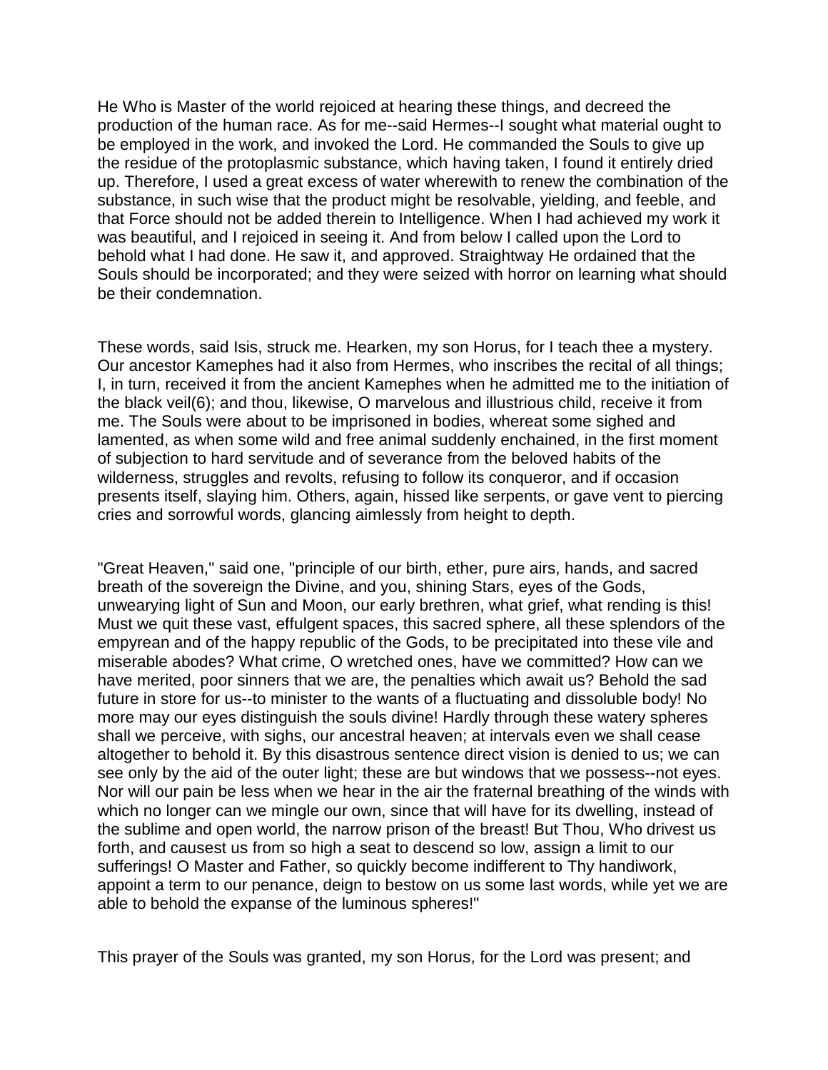He Who is Master of the world rejoiced at hearing these things, and decreed the production of the human race. As for me--said Hermes--I sought what material ought to be employed in the work, and invoked the Lord. He commanded the Souls to give up the residue of the protoplasmic substance, which having taken, I found it entirely dried up. Therefore, I used a great excess of water wherewith to renew the combination of the substance, in such wise that the product might be resolvable, yielding, and feeble, and that Force should not be added therein to Intelligence. When I had achieved my work it was beautiful, and I rejoiced in seeing it. And from below I called upon the Lord to behold what I had done. He saw it, and approved. Straightway He ordained that the Souls should be incorporated; and they were seized with horror on learning what should be their condemnation.

These words, said Isis, struck me. Hearken, my son Horus, for I teach thee a mystery. Our ancestor Kamephes had it also from Hermes, who inscribes the recital of all things; I, in turn, received it from the ancient Kamephes when he admitted me to the initiation of the black veil(6); and thou, likewise, O marvelous and illustrious child, receive it from me. The Souls were about to be imprisoned in bodies, whereat some sighed and lamented, as when some wild and free animal suddenly enchained, in the first moment of subjection to hard servitude and of severance from the beloved habits of the wilderness, struggles and revolts, refusing to follow its conqueror, and if occasion presents itself, slaying him. Others, again, hissed like serpents, or gave vent to piercing cries and sorrowful words, glancing aimlessly from height to depth.

"Great Heaven," said one, "principle of our birth, ether, pure airs, hands, and sacred breath of the sovereign the Divine, and you, shining Stars, eyes of the Gods, unwearying light of Sun and Moon, our early brethren, what grief, what rending is this! Must we quit these vast, effulgent spaces, this sacred sphere, all these splendors of the empyrean and of the happy republic of the Gods, to be precipitated into these vile and miserable abodes? What crime, O wretched ones, have we committed? How can we have merited, poor sinners that we are, the penalties which await us? Behold the sad future in store for us--to minister to the wants of a fluctuating and dissoluble body! No more may our eyes distinguish the souls divine! Hardly through these watery spheres shall we perceive, with sighs, our ancestral heaven; at intervals even we shall cease altogether to behold it. By this disastrous sentence direct vision is denied to us; we can see only by the aid of the outer light; these are but windows that we possess--not eyes. Nor will our pain be less when we hear in the air the fraternal breathing of the winds with which no longer can we mingle our own, since that will have for its dwelling, instead of the sublime and open world, the narrow prison of the breast! But Thou, Who drivest us forth, and causest us from so high a seat to descend so low, assign a limit to our sufferings! O Master and Father, so quickly become indifferent to Thy handiwork, appoint a term to our penance, deign to bestow on us some last words, while yet we are able to behold the expanse of the luminous spheres!"

This prayer of the Souls was granted, my son Horus, for the Lord was present; and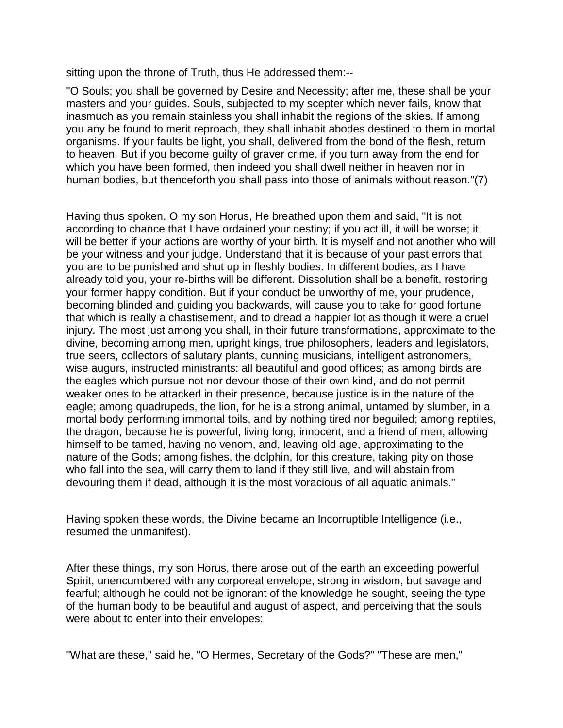sitting upon the throne of Truth, thus He addressed them:--

"O Souls; you shall be governed by Desire and Necessity; after me, these shall be your masters and your guides. Souls, subjected to my scepter which never fails, know that inasmuch as you remain stainless you shall inhabit the regions of the skies. If among you any be found to merit reproach, they shall inhabit abodes destined to them in mortal organisms. If your faults be light, you shall, delivered from the bond of the flesh, return to heaven. But if you become guilty of graver crime, if you turn away from the end for which you have been formed, then indeed you shall dwell neither in heaven nor in human bodies, but thenceforth you shall pass into those of animals without reason."(7)

Having thus spoken, O my son Horus, He breathed upon them and said, "It is not according to chance that I have ordained your destiny; if you act ill, it will be worse; it will be better if your actions are worthy of your birth. It is myself and not another who will be your witness and your judge. Understand that it is because of your past errors that you are to be punished and shut up in fleshly bodies. In different bodies, as I have already told you, your re-births will be different. Dissolution shall be a benefit, restoring your former happy condition. But if your conduct be unworthy of me, your prudence, becoming blinded and guiding you backwards, will cause you to take for good fortune that which is really a chastisement, and to dread a happier lot as though it were a cruel injury. The most just among you shall, in their future transformations, approximate to the divine, becoming among men, upright kings, true philosophers, leaders and legislators, true seers, collectors of salutary plants, cunning musicians, intelligent astronomers, wise augurs, instructed ministrants: all beautiful and good offices; as among birds are the eagles which pursue not nor devour those of their own kind, and do not permit weaker ones to be attacked in their presence, because justice is in the nature of the eagle; among quadrupeds, the lion, for he is a strong animal, untamed by slumber, in a mortal body performing immortal toils, and by nothing tired nor beguiled; among reptiles, the dragon, because he is powerful, living long, innocent, and a friend of men, allowing himself to be tamed, having no venom, and, leaving old age, approximating to the nature of the Gods; among fishes, the dolphin, for this creature, taking pity on those who fall into the sea, will carry them to land if they still live, and will abstain from devouring them if dead, although it is the most voracious of all aquatic animals."

Having spoken these words, the Divine became an Incorruptible Intelligence (i.e., resumed the unmanifest).

After these things, my son Horus, there arose out of the earth an exceeding powerful Spirit, unencumbered with any corporeal envelope, strong in wisdom, but savage and fearful; although he could not be ignorant of the knowledge he sought, seeing the type of the human body to be beautiful and august of aspect, and perceiving that the souls were about to enter into their envelopes:

"What are these," said he, "O Hermes, Secretary of the Gods?" "These are men,"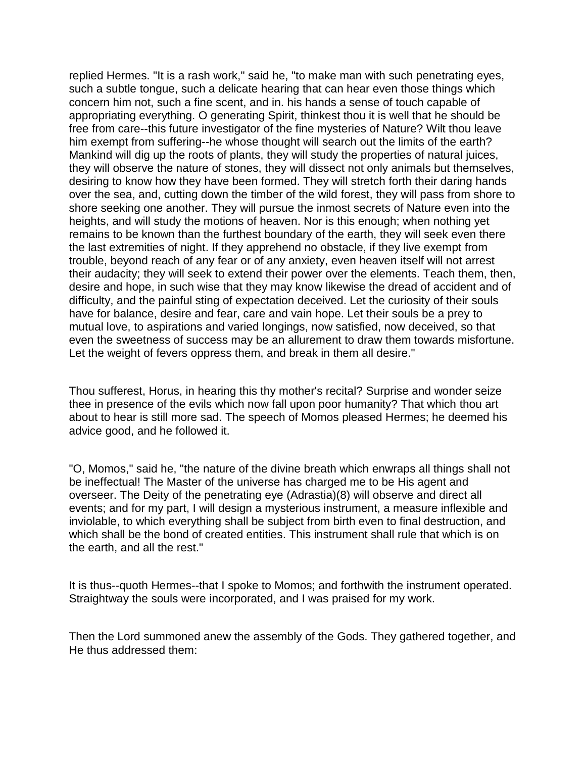replied Hermes. "It is a rash work," said he, "to make man with such penetrating eyes, such a subtle tongue, such a delicate hearing that can hear even those things which concern him not, such a fine scent, and in. his hands a sense of touch capable of appropriating everything. O generating Spirit, thinkest thou it is well that he should be free from care--this future investigator of the fine mysteries of Nature? Wilt thou leave him exempt from suffering--he whose thought will search out the limits of the earth? Mankind will dig up the roots of plants, they will study the properties of natural juices, they will observe the nature of stones, they will dissect not only animals but themselves, desiring to know how they have been formed. They will stretch forth their daring hands over the sea, and, cutting down the timber of the wild forest, they will pass from shore to shore seeking one another. They will pursue the inmost secrets of Nature even into the heights, and will study the motions of heaven. Nor is this enough; when nothing yet remains to be known than the furthest boundary of the earth, they will seek even there the last extremities of night. If they apprehend no obstacle, if they live exempt from trouble, beyond reach of any fear or of any anxiety, even heaven itself will not arrest their audacity; they will seek to extend their power over the elements. Teach them, then, desire and hope, in such wise that they may know likewise the dread of accident and of difficulty, and the painful sting of expectation deceived. Let the curiosity of their souls have for balance, desire and fear, care and vain hope. Let their souls be a prey to mutual love, to aspirations and varied longings, now satisfied, now deceived, so that even the sweetness of success may be an allurement to draw them towards misfortune. Let the weight of fevers oppress them, and break in them all desire."

Thou sufferest, Horus, in hearing this thy mother's recital? Surprise and wonder seize thee in presence of the evils which now fall upon poor humanity? That which thou art about to hear is still more sad. The speech of Momos pleased Hermes; he deemed his advice good, and he followed it.

"O, Momos," said he, "the nature of the divine breath which enwraps all things shall not be ineffectual! The Master of the universe has charged me to be His agent and overseer. The Deity of the penetrating eye (Adrastia)(8) will observe and direct all events; and for my part, I will design a mysterious instrument, a measure inflexible and inviolable, to which everything shall be subject from birth even to final destruction, and which shall be the bond of created entities. This instrument shall rule that which is on the earth, and all the rest."

It is thus--quoth Hermes--that I spoke to Momos; and forthwith the instrument operated. Straightway the souls were incorporated, and I was praised for my work.

Then the Lord summoned anew the assembly of the Gods. They gathered together, and He thus addressed them: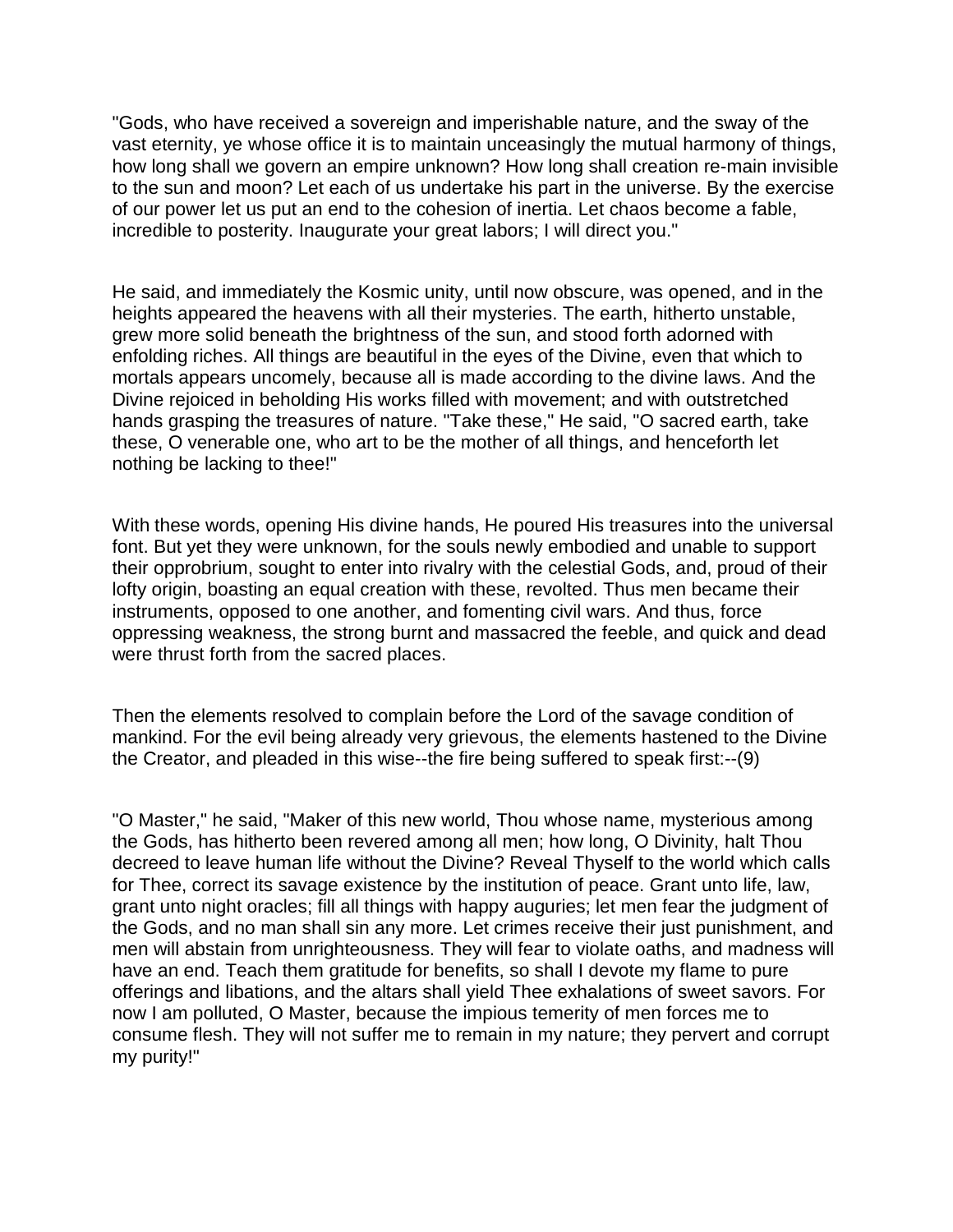"Gods, who have received a sovereign and imperishable nature, and the sway of the vast eternity, ye whose office it is to maintain unceasingly the mutual harmony of things, how long shall we govern an empire unknown? How long shall creation re-main invisible to the sun and moon? Let each of us undertake his part in the universe. By the exercise of our power let us put an end to the cohesion of inertia. Let chaos become a fable, incredible to posterity. Inaugurate your great labors; I will direct you."

He said, and immediately the Kosmic unity, until now obscure, was opened, and in the heights appeared the heavens with all their mysteries. The earth, hitherto unstable, grew more solid beneath the brightness of the sun, and stood forth adorned with enfolding riches. All things are beautiful in the eyes of the Divine, even that which to mortals appears uncomely, because all is made according to the divine laws. And the Divine rejoiced in beholding His works filled with movement; and with outstretched hands grasping the treasures of nature. "Take these," He said, "O sacred earth, take these, O venerable one, who art to be the mother of all things, and henceforth let nothing be lacking to thee!"

With these words, opening His divine hands, He poured His treasures into the universal font. But yet they were unknown, for the souls newly embodied and unable to support their opprobrium, sought to enter into rivalry with the celestial Gods, and, proud of their lofty origin, boasting an equal creation with these, revolted. Thus men became their instruments, opposed to one another, and fomenting civil wars. And thus, force oppressing weakness, the strong burnt and massacred the feeble, and quick and dead were thrust forth from the sacred places.

Then the elements resolved to complain before the Lord of the savage condition of mankind. For the evil being already very grievous, the elements hastened to the Divine the Creator, and pleaded in this wise--the fire being suffered to speak first:--(9)

"O Master," he said, "Maker of this new world, Thou whose name, mysterious among the Gods, has hitherto been revered among all men; how long, O Divinity, halt Thou decreed to leave human life without the Divine? Reveal Thyself to the world which calls for Thee, correct its savage existence by the institution of peace. Grant unto life, law, grant unto night oracles; fill all things with happy auguries; let men fear the judgment of the Gods, and no man shall sin any more. Let crimes receive their just punishment, and men will abstain from unrighteousness. They will fear to violate oaths, and madness will have an end. Teach them gratitude for benefits, so shall I devote my flame to pure offerings and libations, and the altars shall yield Thee exhalations of sweet savors. For now I am polluted, O Master, because the impious temerity of men forces me to consume flesh. They will not suffer me to remain in my nature; they pervert and corrupt my purity!"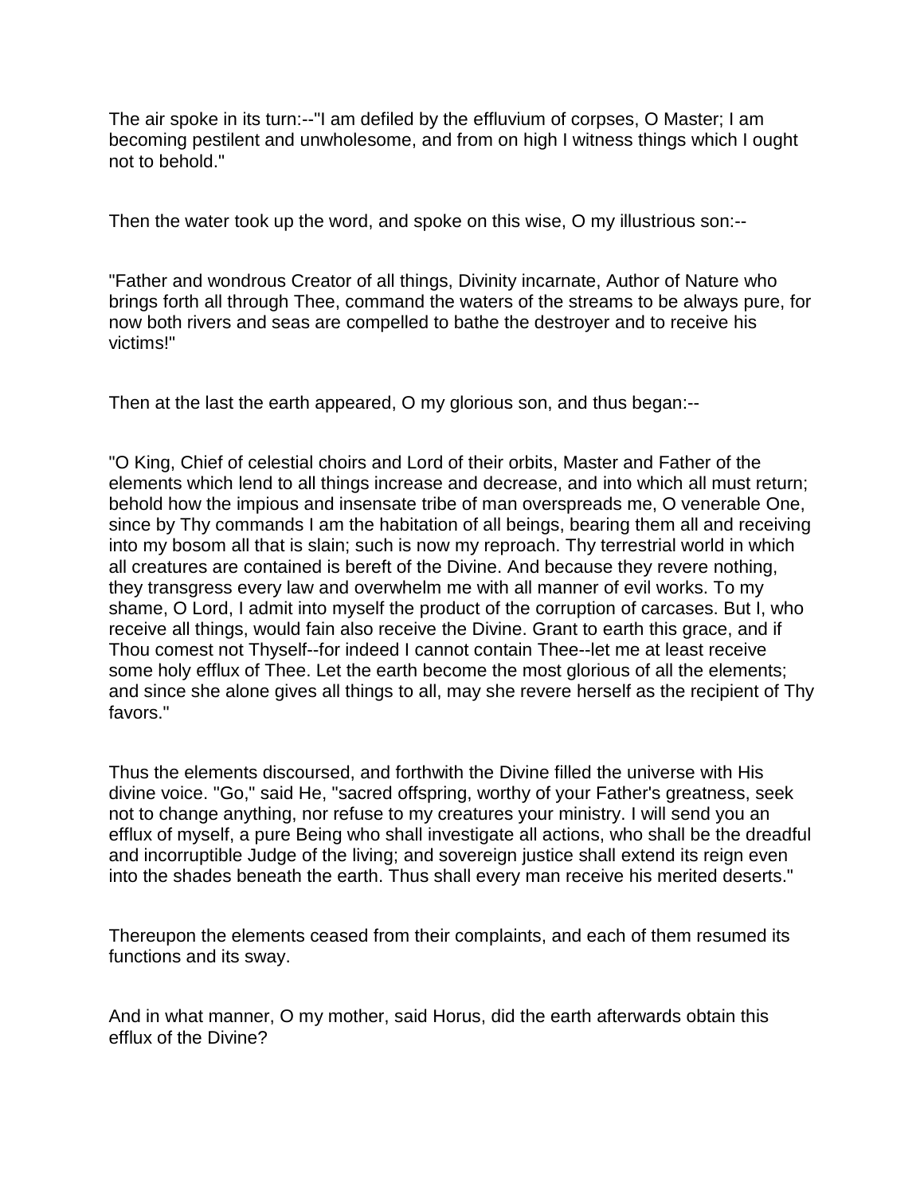The air spoke in its turn:--"I am defiled by the effluvium of corpses, O Master; I am becoming pestilent and unwholesome, and from on high I witness things which I ought not to behold."

Then the water took up the word, and spoke on this wise, O my illustrious son:--

"Father and wondrous Creator of all things, Divinity incarnate, Author of Nature who brings forth all through Thee, command the waters of the streams to be always pure, for now both rivers and seas are compelled to bathe the destroyer and to receive his victims!"

Then at the last the earth appeared, O my glorious son, and thus began:--

"O King, Chief of celestial choirs and Lord of their orbits, Master and Father of the elements which lend to all things increase and decrease, and into which all must return; behold how the impious and insensate tribe of man overspreads me, O venerable One, since by Thy commands I am the habitation of all beings, bearing them all and receiving into my bosom all that is slain; such is now my reproach. Thy terrestrial world in which all creatures are contained is bereft of the Divine. And because they revere nothing, they transgress every law and overwhelm me with all manner of evil works. To my shame, O Lord, I admit into myself the product of the corruption of carcases. But I, who receive all things, would fain also receive the Divine. Grant to earth this grace, and if Thou comest not Thyself--for indeed I cannot contain Thee--let me at least receive some holy efflux of Thee. Let the earth become the most glorious of all the elements; and since she alone gives all things to all, may she revere herself as the recipient of Thy favors."

Thus the elements discoursed, and forthwith the Divine filled the universe with His divine voice. "Go," said He, "sacred offspring, worthy of your Father's greatness, seek not to change anything, nor refuse to my creatures your ministry. I will send you an efflux of myself, a pure Being who shall investigate all actions, who shall be the dreadful and incorruptible Judge of the living; and sovereign justice shall extend its reign even into the shades beneath the earth. Thus shall every man receive his merited deserts."

Thereupon the elements ceased from their complaints, and each of them resumed its functions and its sway.

And in what manner, O my mother, said Horus, did the earth afterwards obtain this efflux of the Divine?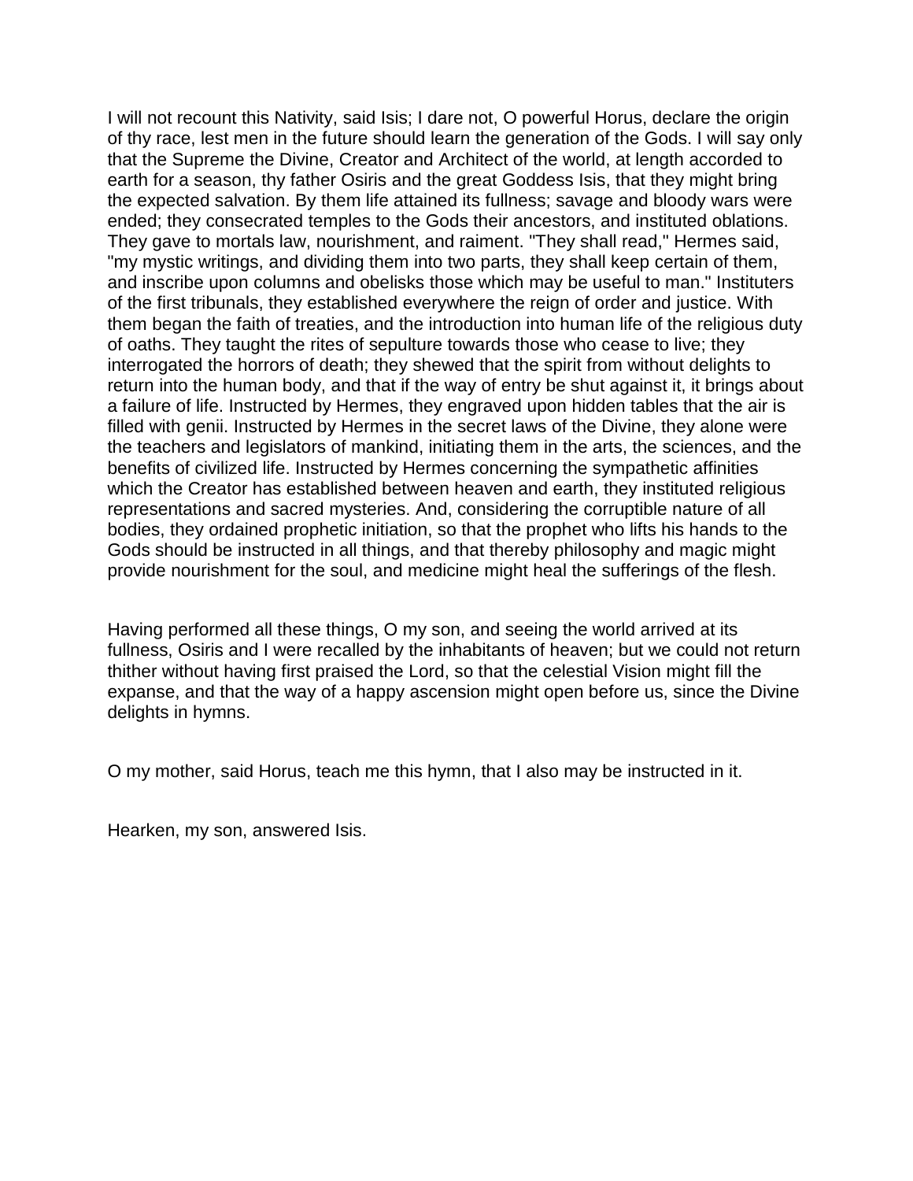I will not recount this Nativity, said Isis; I dare not, O powerful Horus, declare the origin of thy race, lest men in the future should learn the generation of the Gods. I will say only that the Supreme the Divine, Creator and Architect of the world, at length accorded to earth for a season, thy father Osiris and the great Goddess Isis, that they might bring the expected salvation. By them life attained its fullness; savage and bloody wars were ended; they consecrated temples to the Gods their ancestors, and instituted oblations. They gave to mortals law, nourishment, and raiment. "They shall read," Hermes said, "my mystic writings, and dividing them into two parts, they shall keep certain of them, and inscribe upon columns and obelisks those which may be useful to man." Instituters of the first tribunals, they established everywhere the reign of order and justice. With them began the faith of treaties, and the introduction into human life of the religious duty of oaths. They taught the rites of sepulture towards those who cease to live; they interrogated the horrors of death; they shewed that the spirit from without delights to return into the human body, and that if the way of entry be shut against it, it brings about a failure of life. Instructed by Hermes, they engraved upon hidden tables that the air is filled with genii. Instructed by Hermes in the secret laws of the Divine, they alone were the teachers and legislators of mankind, initiating them in the arts, the sciences, and the benefits of civilized life. Instructed by Hermes concerning the sympathetic affinities which the Creator has established between heaven and earth, they instituted religious representations and sacred mysteries. And, considering the corruptible nature of all bodies, they ordained prophetic initiation, so that the prophet who lifts his hands to the Gods should be instructed in all things, and that thereby philosophy and magic might provide nourishment for the soul, and medicine might heal the sufferings of the flesh.

Having performed all these things, O my son, and seeing the world arrived at its fullness, Osiris and I were recalled by the inhabitants of heaven; but we could not return thither without having first praised the Lord, so that the celestial Vision might fill the expanse, and that the way of a happy ascension might open before us, since the Divine delights in hymns.

O my mother, said Horus, teach me this hymn, that I also may be instructed in it.

Hearken, my son, answered Isis.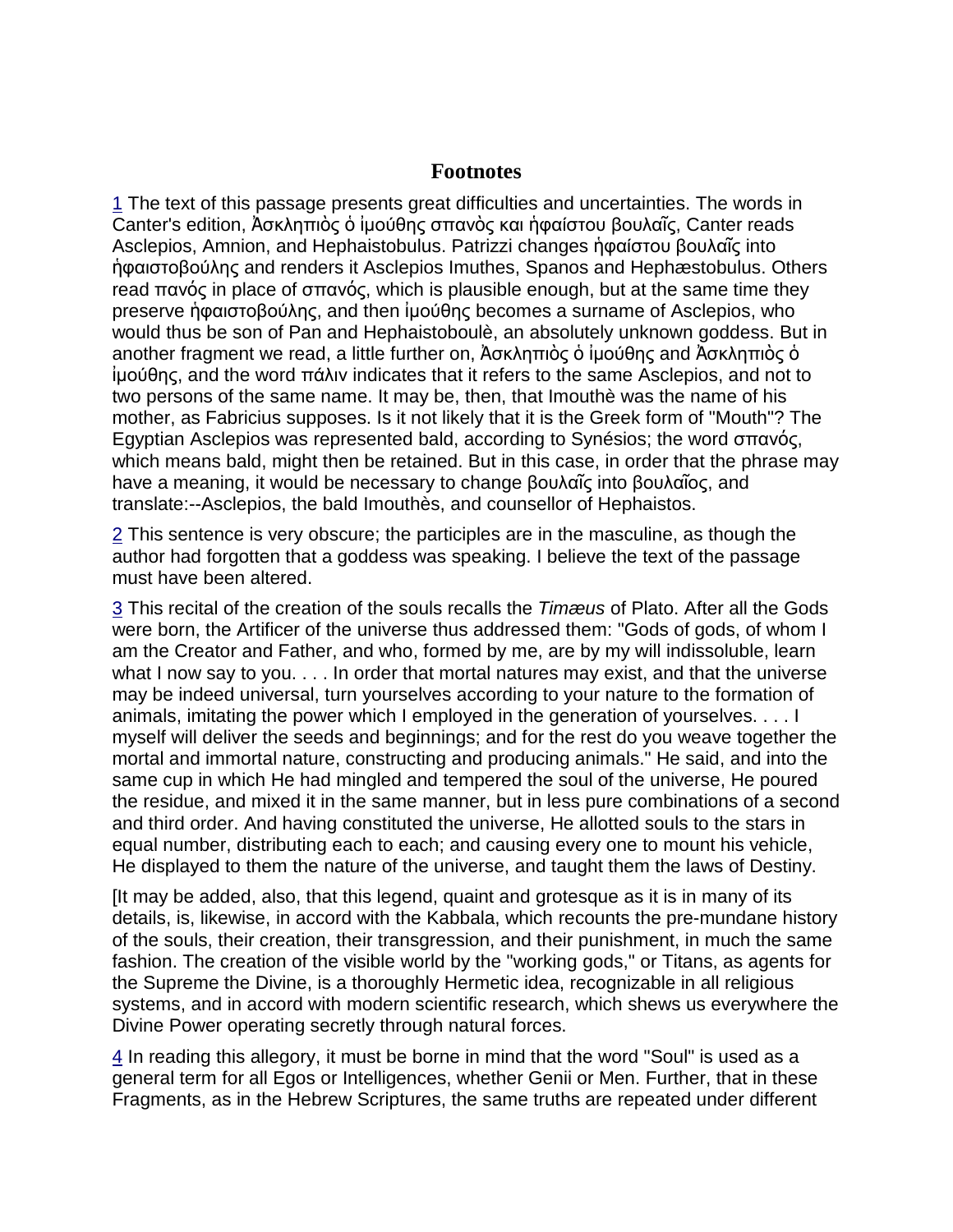## Footnotes

1 The text of this passage presents great difficulties and uncertainties. The words in Canter's edition, Ἀσκληπιὸς ὁ ἰμούθης σπανὸς και ἡφαίστου βουλαῖς, Canter reads Asclepios, Amnion, and Hephaistobulus. Patrizzi changes ἡφαίστου βουλαῖς into ἡφαιστοβούλης and renders it Asclepios Imuthes, Spanos and Hephæstobulus. Others read πανός in place of σπανός, which is plausible enough, but at the same time they preserve ἡφαιστοβούλης, and then ἰμούθης becomes a surname of Asclepios, who would thus be son of Pan and Hephaistoboulè, an absolutely unknown goddess. But in another fragment we read, a little further on, Ἀσκληπιὸς ὁ ἰμούθης and Ἀσκληπιὸς ὁ ἰμούθης, and the word πάλιν indicates that it refers to the same Asclepios, and not to two persons of the same name. It may be, then, that Imouthè was the name of his mother, as Fabricius supposes. Is it not likely that it is the Greek form of "Mouth"? The Egyptian Asclepios was represented bald, according to Synésios; the word σπανός, which means bald, might then be retained. But in this case, in order that the phrase may have a meaning, it would be necessary to change βουλαῖς into βουλαῖος, and translate:--Asclepios, the bald Imouthès, and counsellor of Hephaistos.

2 This sentence is very obscure; the participles are in the masculine, as though the author had forgotten that a goddess was speaking. I believe the text of the passage must have been altered.

3 This recital of the creation of the souls recalls the *Timæus* of Plato. After all the Gods were born, the Artificer of the universe thus addressed them: "Gods of gods, of whom I am the Creator and Father, and who, formed by me, are by my will indissoluble, learn what I now say to you. . . . In order that mortal natures may exist, and that the universe may be indeed universal, turn yourselves according to your nature to the formation of animals, imitating the power which I employed in the generation of yourselves. . . . I myself will deliver the seeds and beginnings; and for the rest do you weave together the mortal and immortal nature, constructing and producing animals." He said, and into the same cup in which He had mingled and tempered the soul of the universe, He poured the residue, and mixed it in the same manner, but in less pure combinations of a second and third order. And having constituted the universe, He allotted souls to the stars in equal number, distributing each to each; and causing every one to mount his vehicle, He displayed to them the nature of the universe, and taught them the laws of Destiny.

[It may be added, also, that this legend, quaint and grotesque as it is in many of its details, is, likewise, in accord with the Kabbala, which recounts the pre-mundane history of the souls, their creation, their transgression, and their punishment, in much the same fashion. The creation of the visible world by the "working gods," or Titans, as agents for the Supreme the Divine, is a thoroughly Hermetic idea, recognizable in all religious systems, and in accord with modern scientific research, which shews us everywhere the Divine Power operating secretly through natural forces.

4 In reading this allegory, it must be borne in mind that the word "Soul" is used as a general term for all Egos or Intelligences, whether Genii or Men. Further, that in these Fragments, as in the Hebrew Scriptures, the same truths are repeated under different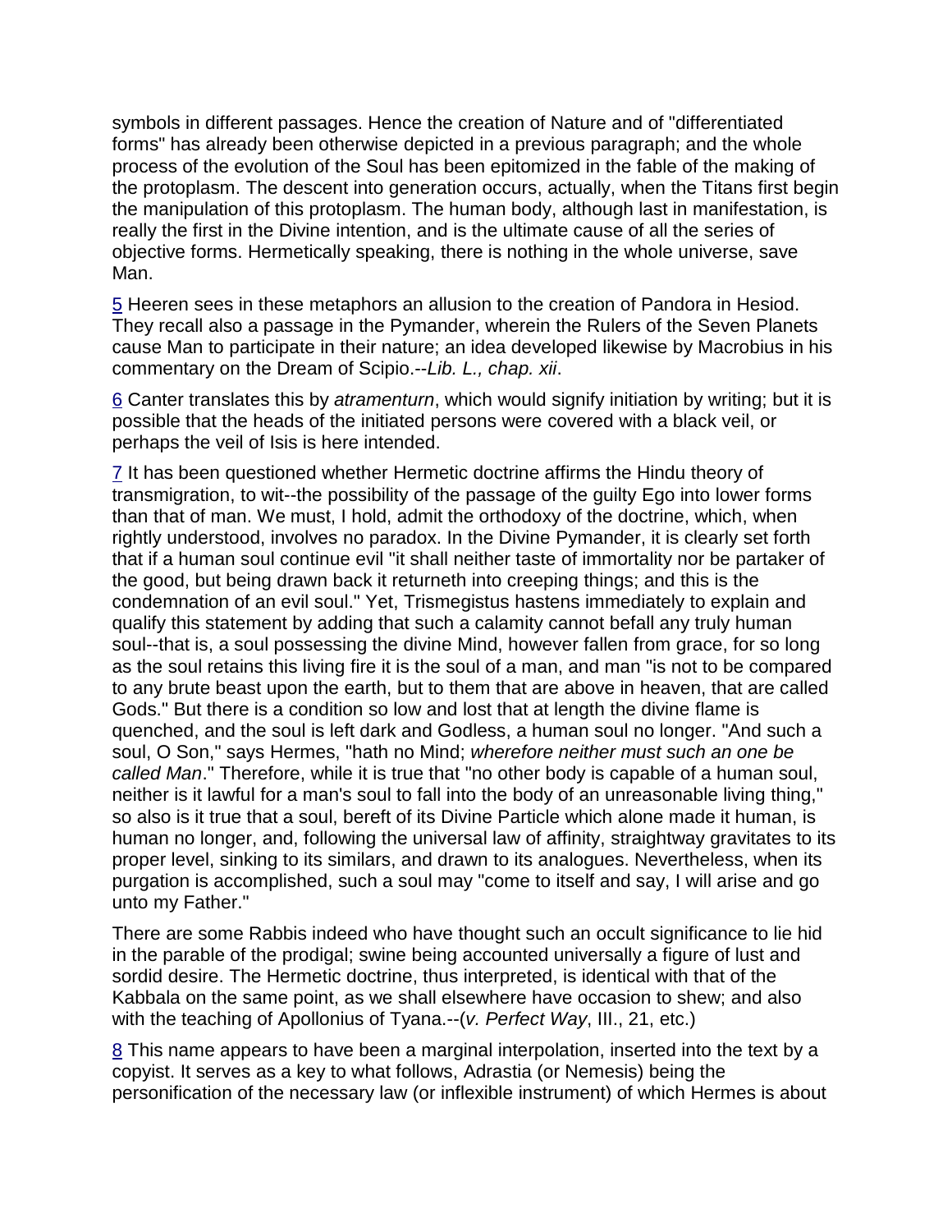symbols in different passages. Hence the creation of Nature and of "differentiated forms" has already been otherwise depicted in a previous paragraph; and the whole process of the evolution of the Soul has been epitomized in the fable of the making of the protoplasm. The descent into generation occurs, actually, when the Titans first begin the manipulation of this protoplasm. The human body, although last in manifestation, is really the first in the Divine intention, and is the ultimate cause of all the series of objective forms. Hermetically speaking, there is nothing in the whole universe, save Man.

5 Heeren sees in these metaphors an allusion to the creation of Pandora in Hesiod. They recall also a passage in the Pymander, wherein the Rulers of the Seven Planets cause Man to participate in their nature; an idea developed likewise by Macrobius in his commentary on the Dream of Scipio.--*Lib. L., chap. xii*.

6 Canter translates this by *atramenturn*, which would signify initiation by writing; but it is possible that the heads of the initiated persons were covered with a black veil, or perhaps the veil of Isis is here intended.

7 It has been questioned whether Hermetic doctrine affirms the Hindu theory of transmigration, to wit--the possibility of the passage of the guilty Ego into lower forms than that of man. We must, I hold, admit the orthodoxy of the doctrine, which, when rightly understood, involves no paradox. In the Divine Pymander, it is clearly set forth that if a human soul continue evil "it shall neither taste of immortality nor be partaker of the good, but being drawn back it returneth into creeping things; and this is the condemnation of an evil soul." Yet, Trismegistus hastens immediately to explain and qualify this statement by adding that such a calamity cannot befall any truly human soul--that is, a soul possessing the divine Mind, however fallen from grace, for so long as the soul retains this living fire it is the soul of a man, and man "is not to be compared to any brute beast upon the earth, but to them that are above in heaven, that are called Gods." But there is a condition so low and lost that at length the divine flame is quenched, and the soul is left dark and Godless, a human soul no longer. "And such a soul, O Son," says Hermes, "hath no Mind; *wherefore neither must such an one be called Man*." Therefore, while it is true that "no other body is capable of a human soul, neither is it lawful for a man's soul to fall into the body of an unreasonable living thing," so also is it true that a soul, bereft of its Divine Particle which alone made it human, is human no longer, and, following the universal law of affinity, straightway gravitates to its proper level, sinking to its similars, and drawn to its analogues. Nevertheless, when its purgation is accomplished, such a soul may "come to itself and say, I will arise and go unto my Father."

There are some Rabbis indeed who have thought such an occult significance to lie hid in the parable of the prodigal; swine being accounted universally a figure of lust and sordid desire. The Hermetic doctrine, thus interpreted, is identical with that of the Kabbala on the same point, as we shall elsewhere have occasion to shew; and also with the teaching of Apollonius of Tyana.--(*v. Perfect Way*, III., 21, etc.)

8 This name appears to have been a marginal interpolation, inserted into the text by a copyist. It serves as a key to what follows, Adrastia (or Nemesis) being the personification of the necessary law (or inflexible instrument) of which Hermes is about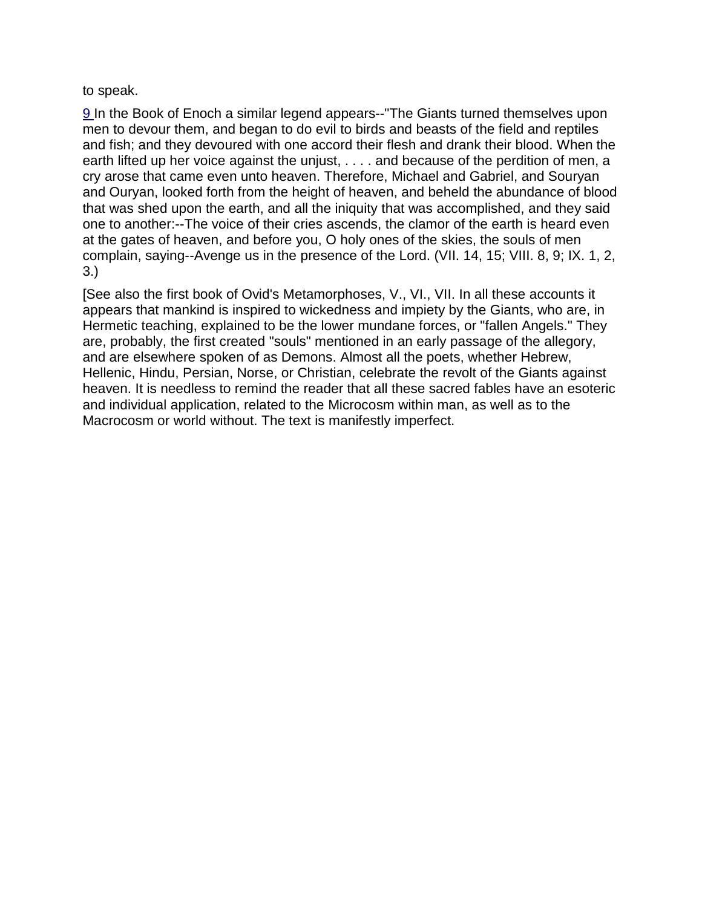to speak.

9 In the Book of Enoch a similar legend appears--"The Giants turned themselves upon men to devour them, and began to do evil to birds and beasts of the field and reptiles and fish; and they devoured with one accord their flesh and drank their blood. When the earth lifted up her voice against the unjust, . . . . and because of the perdition of men, a cry arose that came even unto heaven. Therefore, Michael and Gabriel, and Souryan and Ouryan, looked forth from the height of heaven, and beheld the abundance of blood that was shed upon the earth, and all the iniquity that was accomplished, and they said one to another:--The voice of their cries ascends, the clamor of the earth is heard even at the gates of heaven, and before you, O holy ones of the skies, the souls of men complain, saying--Avenge us in the presence of the Lord. (VII. 14, 15; VIII. 8, 9; IX. 1, 2, 3.)

[See also the first book of Ovid's Metamorphoses, V., VI., VII. In all these accounts it appears that mankind is inspired to wickedness and impiety by the Giants, who are, in Hermetic teaching, explained to be the lower mundane forces, or "fallen Angels." They are, probably, the first created "souls" mentioned in an early passage of the allegory, and are elsewhere spoken of as Demons. Almost all the poets, whether Hebrew, Hellenic, Hindu, Persian, Norse, or Christian, celebrate the revolt of the Giants against heaven. It is needless to remind the reader that all these sacred fables have an esoteric and individual application, related to the Microcosm within man, as well as to the Macrocosm or world without. The text is manifestly imperfect.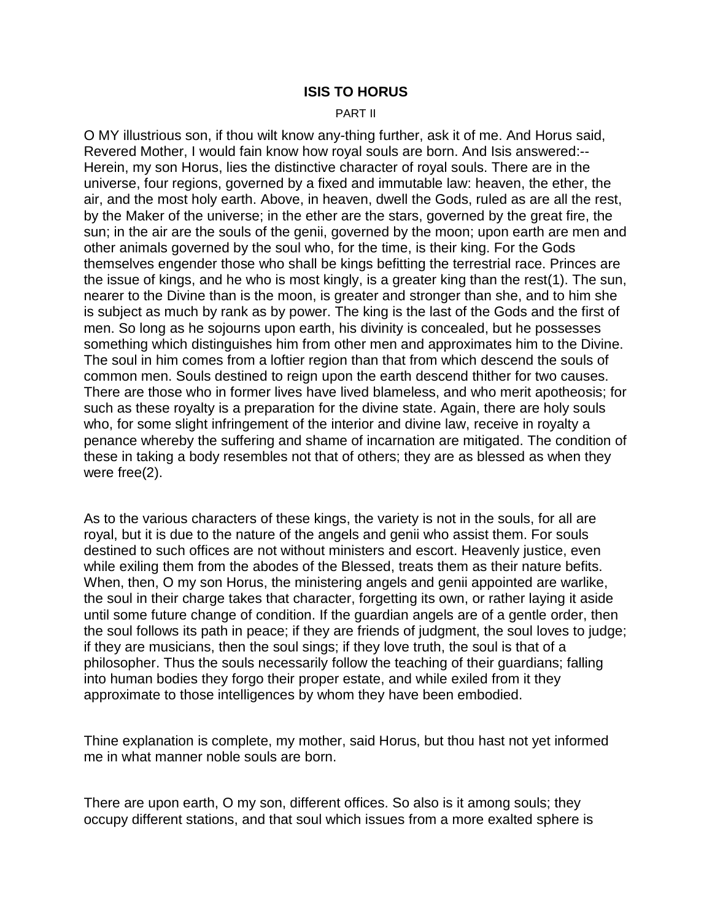## ISIS TO HORUS

PART II

O MY illustrious son, if thou wilt know any-thing further, ask it of me. And Horus said, Revered Mother, I would fain know how royal souls are born. And Isis answered:-- Herein, my son Horus, lies the distinctive character of royal souls. There are in the universe, four regions, governed by a fixed and immutable law: heaven, the ether, the air, and the most holy earth. Above, in heaven, dwell the Gods, ruled as are all the rest, by the Maker of the universe; in the ether are the stars, governed by the great fire, the sun; in the air are the souls of the genii, governed by the moon; upon earth are men and other animals governed by the soul who, for the time, is their king. For the Gods themselves engender those who shall be kings befitting the terrestrial race. Princes are the issue of kings, and he who is most kingly, is a greater king than the rest(1). The sun, nearer to the Divine than is the moon, is greater and stronger than she, and to him she is subject as much by rank as by power. The king is the last of the Gods and the first of men. So long as he sojourns upon earth, his divinity is concealed, but he possesses something which distinguishes him from other men and approximates him to the Divine. The soul in him comes from a loftier region than that from which descend the souls of common men. Souls destined to reign upon the earth descend thither for two causes. There are those who in former lives have lived blameless, and who merit apotheosis; for such as these royalty is a preparation for the divine state. Again, there are holy souls who, for some slight infringement of the interior and divine law, receive in royalty a penance whereby the suffering and shame of incarnation are mitigated. The condition of these in taking a body resembles not that of others; they are as blessed as when they were free(2).

As to the various characters of these kings, the variety is not in the souls, for all are royal, but it is due to the nature of the angels and genii who assist them. For souls destined to such offices are not without ministers and escort. Heavenly justice, even while exiling them from the abodes of the Blessed, treats them as their nature befits. When, then, O my son Horus, the ministering angels and genii appointed are warlike, the soul in their charge takes that character, forgetting its own, or rather laying it aside until some future change of condition. If the guardian angels are of a gentle order, then the soul follows its path in peace; if they are friends of judgment, the soul loves to judge; if they are musicians, then the soul sings; if they love truth, the soul is that of a philosopher. Thus the souls necessarily follow the teaching of their guardians; falling into human bodies they forgo their proper estate, and while exiled from it they approximate to those intelligences by whom they have been embodied.

Thine explanation is complete, my mother, said Horus, but thou hast not yet informed me in what manner noble souls are born.

There are upon earth, O my son, different offices. So also is it among souls; they occupy different stations, and that soul which issues from a more exalted sphere is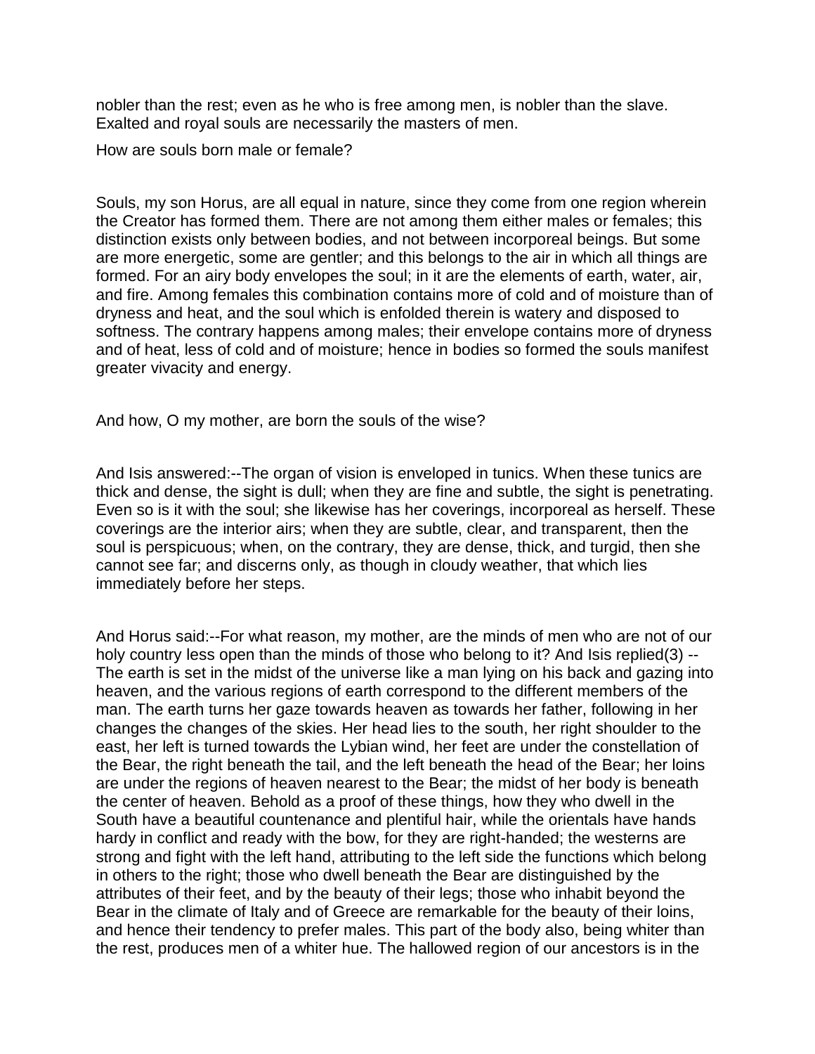nobler than the rest; even as he who is free among men, is nobler than the slave. Exalted and royal souls are necessarily the masters of men.

How are souls born male or female?

Souls, my son Horus, are all equal in nature, since they come from one region wherein the Creator has formed them. There are not among them either males or females; this distinction exists only between bodies, and not between incorporeal beings. But some are more energetic, some are gentler; and this belongs to the air in which all things are formed. For an airy body envelopes the soul; in it are the elements of earth, water, air, and fire. Among females this combination contains more of cold and of moisture than of dryness and heat, and the soul which is enfolded therein is watery and disposed to softness. The contrary happens among males; their envelope contains more of dryness and of heat, less of cold and of moisture; hence in bodies so formed the souls manifest greater vivacity and energy.

And how, O my mother, are born the souls of the wise?

And Isis answered:--The organ of vision is enveloped in tunics. When these tunics are thick and dense, the sight is dull; when they are fine and subtle, the sight is penetrating. Even so is it with the soul; she likewise has her coverings, incorporeal as herself. These coverings are the interior airs; when they are subtle, clear, and transparent, then the soul is perspicuous; when, on the contrary, they are dense, thick, and turgid, then she cannot see far; and discerns only, as though in cloudy weather, that which lies immediately before her steps.

And Horus said:--For what reason, my mother, are the minds of men who are not of our holy country less open than the minds of those who belong to it? And Isis replied(3) --The earth is set in the midst of the universe like a man lying on his back and gazing into heaven, and the various regions of earth correspond to the different members of the man. The earth turns her gaze towards heaven as towards her father, following in her changes the changes of the skies. Her head lies to the south, her right shoulder to the east, her left is turned towards the Lybian wind, her feet are under the constellation of the Bear, the right beneath the tail, and the left beneath the head of the Bear; her loins are under the regions of heaven nearest to the Bear; the midst of her body is beneath the center of heaven. Behold as a proof of these things, how they who dwell in the South have a beautiful countenance and plentiful hair, while the orientals have hands hardy in conflict and ready with the bow, for they are right-handed; the westerns are strong and fight with the left hand, attributing to the left side the functions which belong in others to the right; those who dwell beneath the Bear are distinguished by the attributes of their feet, and by the beauty of their legs; those who inhabit beyond the Bear in the climate of Italy and of Greece are remarkable for the beauty of their loins, and hence their tendency to prefer males. This part of the body also, being whiter than the rest, produces men of a whiter hue. The hallowed region of our ancestors is in the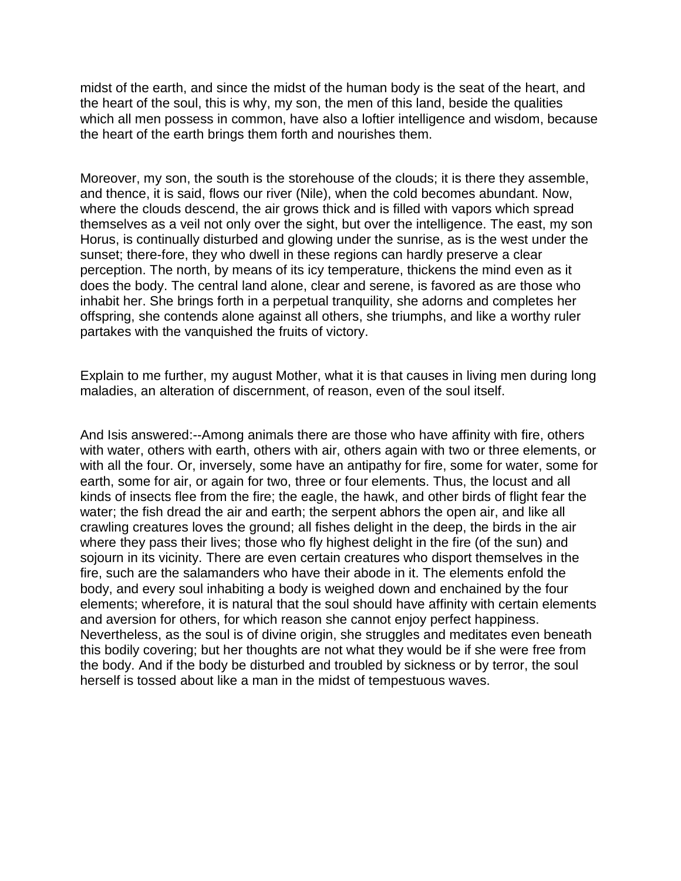midst of the earth, and since the midst of the human body is the seat of the heart, and the heart of the soul, this is why, my son, the men of this land, beside the qualities which all men possess in common, have also a loftier intelligence and wisdom, because the heart of the earth brings them forth and nourishes them.

Moreover, my son, the south is the storehouse of the clouds; it is there they assemble, and thence, it is said, flows our river (Nile), when the cold becomes abundant. Now, where the clouds descend, the air grows thick and is filled with vapors which spread themselves as a veil not only over the sight, but over the intelligence. The east, my son Horus, is continually disturbed and glowing under the sunrise, as is the west under the sunset; there-fore, they who dwell in these regions can hardly preserve a clear perception. The north, by means of its icy temperature, thickens the mind even as it does the body. The central land alone, clear and serene, is favored as are those who inhabit her. She brings forth in a perpetual tranquility, she adorns and completes her offspring, she contends alone against all others, she triumphs, and like a worthy ruler partakes with the vanquished the fruits of victory.

Explain to me further, my august Mother, what it is that causes in living men during long maladies, an alteration of discernment, of reason, even of the soul itself.

And Isis answered:--Among animals there are those who have affinity with fire, others with water, others with earth, others with air, others again with two or three elements, or with all the four. Or, inversely, some have an antipathy for fire, some for water, some for earth, some for air, or again for two, three or four elements. Thus, the locust and all kinds of insects flee from the fire; the eagle, the hawk, and other birds of flight fear the water; the fish dread the air and earth; the serpent abhors the open air, and like all crawling creatures loves the ground; all fishes delight in the deep, the birds in the air where they pass their lives; those who fly highest delight in the fire (of the sun) and sojourn in its vicinity. There are even certain creatures who disport themselves in the fire, such are the salamanders who have their abode in it. The elements enfold the body, and every soul inhabiting a body is weighed down and enchained by the four elements; wherefore, it is natural that the soul should have affinity with certain elements and aversion for others, for which reason she cannot enjoy perfect happiness. Nevertheless, as the soul is of divine origin, she struggles and meditates even beneath this bodily covering; but her thoughts are not what they would be if she were free from the body. And if the body be disturbed and troubled by sickness or by terror, the soul herself is tossed about like a man in the midst of tempestuous waves.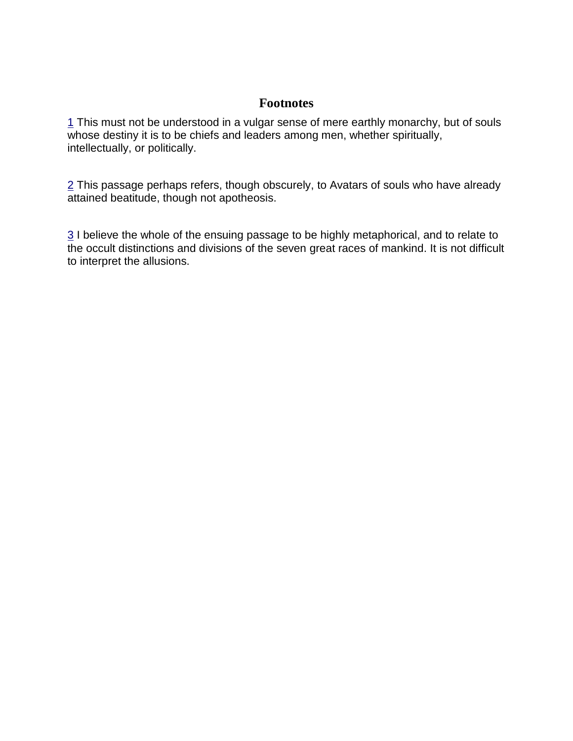## Footnotes

[1] This must not be understood in a vulgar sense of mere earthly monarchy, but of souls whose destiny it is to be chiefs and leaders among men, whether spiritually, intellectually, or politically.

[2] This passage perhaps refers, though obscurely, to Avatars of souls who have already attained beatitude, though not apotheosis.

[3] I believe the whole of the ensuing passage to be highly metaphorical, and to relate to the occult distinctions and divisions of the seven great races of mankind. It is not difficult to interpret the allusions.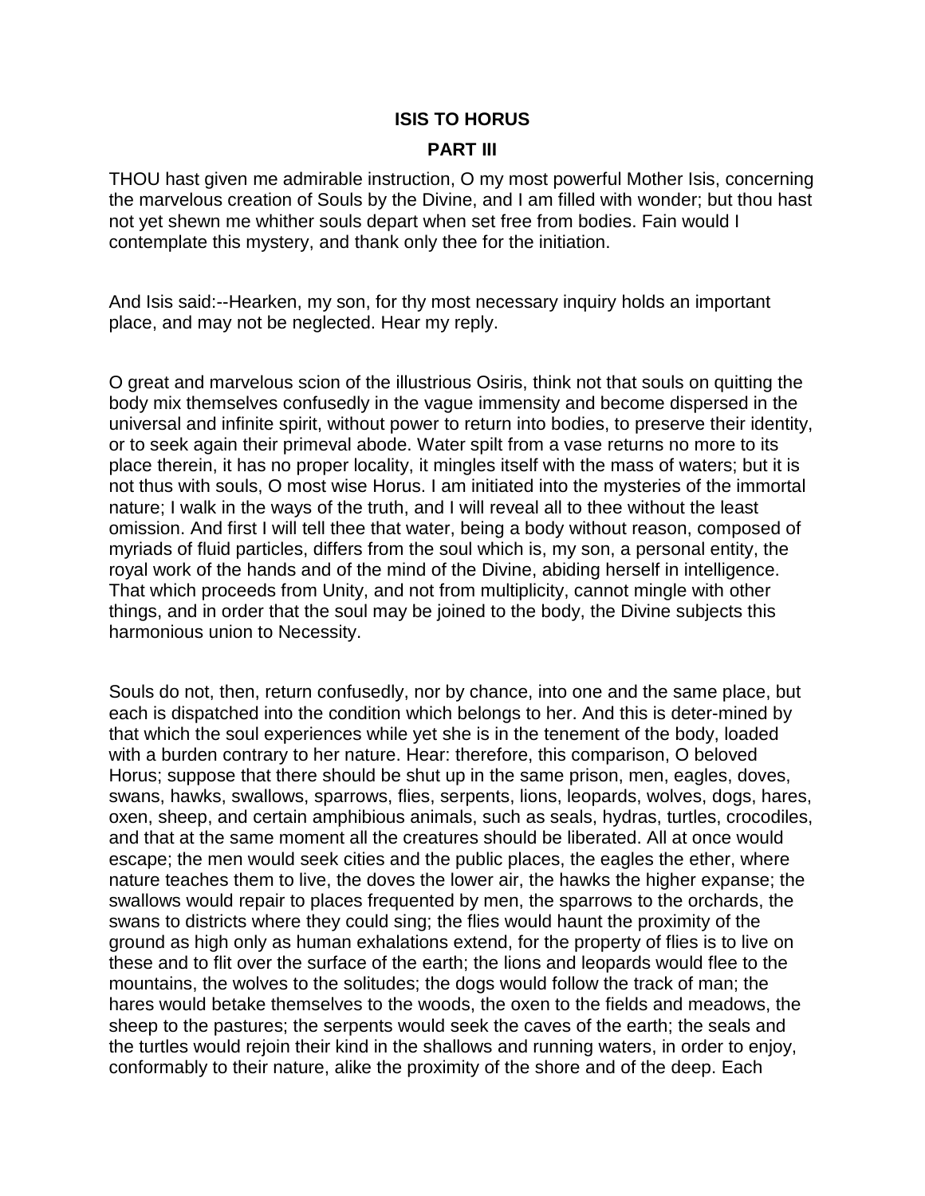## ISIS TO HORUS

### PART III

THOU hast given me admirable instruction, O my most powerful Mother Isis, concerning the marvelous creation of Souls by the Divine, and I am filled with wonder; but thou hast not yet shewn me whither souls depart when set free from bodies. Fain would I contemplate this mystery, and thank only thee for the initiation.

And Isis said:--Hearken, my son, for thy most necessary inquiry holds an important place, and may not be neglected. Hear my reply.

O great and marvelous scion of the illustrious Osiris, think not that souls on quitting the body mix themselves confusedly in the vague immensity and become dispersed in the universal and infinite spirit, without power to return into bodies, to preserve their identity, or to seek again their primeval abode. Water spilt from a vase returns no more to its place therein, it has no proper locality, it mingles itself with the mass of waters; but it is not thus with souls, O most wise Horus. I am initiated into the mysteries of the immortal nature; I walk in the ways of the truth, and I will reveal all to thee without the least omission. And first I will tell thee that water, being a body without reason, composed of myriads of fluid particles, differs from the soul which is, my son, a personal entity, the royal work of the hands and of the mind of the Divine, abiding herself in intelligence. That which proceeds from Unity, and not from multiplicity, cannot mingle with other things, and in order that the soul may be joined to the body, the Divine subjects this harmonious union to Necessity.

Souls do not, then, return confusedly, nor by chance, into one and the same place, but each is dispatched into the condition which belongs to her. And this is deter-mined by that which the soul experiences while yet she is in the tenement of the body, loaded with a burden contrary to her nature. Hear: therefore, this comparison, O beloved Horus; suppose that there should be shut up in the same prison, men, eagles, doves, swans, hawks, swallows, sparrows, flies, serpents, lions, leopards, wolves, dogs, hares, oxen, sheep, and certain amphibious animals, such as seals, hydras, turtles, crocodiles, and that at the same moment all the creatures should be liberated. All at once would escape; the men would seek cities and the public places, the eagles the ether, where nature teaches them to live, the doves the lower air, the hawks the higher expanse; the swallows would repair to places frequented by men, the sparrows to the orchards, the swans to districts where they could sing; the flies would haunt the proximity of the ground as high only as human exhalations extend, for the property of flies is to live on these and to flit over the surface of the earth; the lions and leopards would flee to the mountains, the wolves to the solitudes; the dogs would follow the track of man; the hares would betake themselves to the woods, the oxen to the fields and meadows, the sheep to the pastures; the serpents would seek the caves of the earth; the seals and the turtles would rejoin their kind in the shallows and running waters, in order to enjoy, conformably to their nature, alike the proximity of the shore and of the deep. Each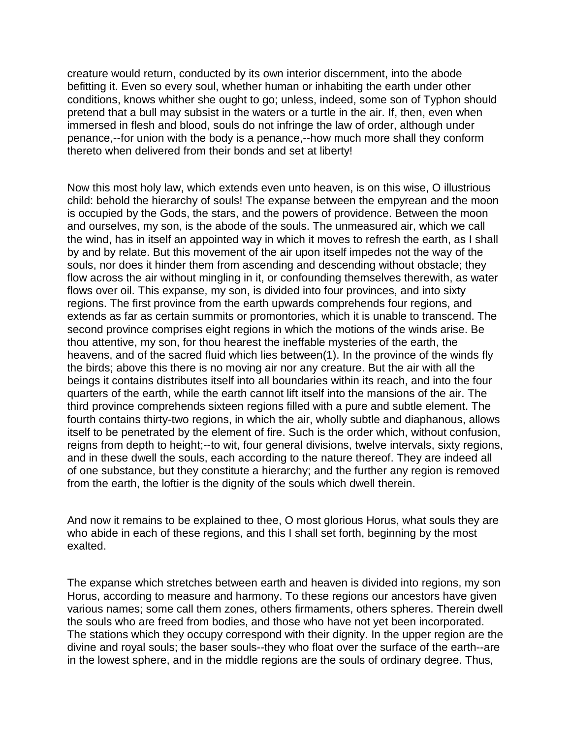creature would return, conducted by its own interior discernment, into the abode befitting it. Even so every soul, whether human or inhabiting the earth under other conditions, knows whither she ought to go; unless, indeed, some son of Typhon should pretend that a bull may subsist in the waters or a turtle in the air. If, then, even when immersed in flesh and blood, souls do not infringe the law of order, although under penance,--for union with the body is a penance,--how much more shall they conform thereto when delivered from their bonds and set at liberty!

Now this most holy law, which extends even unto heaven, is on this wise, O illustrious child: behold the hierarchy of souls! The expanse between the empyrean and the moon is occupied by the Gods, the stars, and the powers of providence. Between the moon and ourselves, my son, is the abode of the souls. The unmeasured air, which we call the wind, has in itself an appointed way in which it moves to refresh the earth, as I shall by and by relate. But this movement of the air upon itself impedes not the way of the souls, nor does it hinder them from ascending and descending without obstacle; they flow across the air without mingling in it, or confounding themselves therewith, as water flows over oil. This expanse, my son, is divided into four provinces, and into sixty regions. The first province from the earth upwards comprehends four regions, and extends as far as certain summits or promontories, which it is unable to transcend. The second province comprises eight regions in which the motions of the winds arise. Be thou attentive, my son, for thou hearest the ineffable mysteries of the earth, the heavens, and of the sacred fluid which lies between(1). In the province of the winds fly the birds; above this there is no moving air nor any creature. But the air with all the beings it contains distributes itself into all boundaries within its reach, and into the four quarters of the earth, while the earth cannot lift itself into the mansions of the air. The third province comprehends sixteen regions filled with a pure and subtle element. The fourth contains thirty-two regions, in which the air, wholly subtle and diaphanous, allows itself to be penetrated by the element of fire. Such is the order which, without confusion, reigns from depth to height;--to wit, four general divisions, twelve intervals, sixty regions, and in these dwell the souls, each according to the nature thereof. They are indeed all of one substance, but they constitute a hierarchy; and the further any region is removed from the earth, the loftier is the dignity of the souls which dwell therein.

And now it remains to be explained to thee, O most glorious Horus, what souls they are who abide in each of these regions, and this I shall set forth, beginning by the most exalted.

The expanse which stretches between earth and heaven is divided into regions, my son Horus, according to measure and harmony. To these regions our ancestors have given various names; some call them zones, others firmaments, others spheres. Therein dwell the souls who are freed from bodies, and those who have not yet been incorporated. The stations which they occupy correspond with their dignity. In the upper region are the divine and royal souls; the baser souls--they who float over the surface of the earth--are in the lowest sphere, and in the middle regions are the souls of ordinary degree. Thus,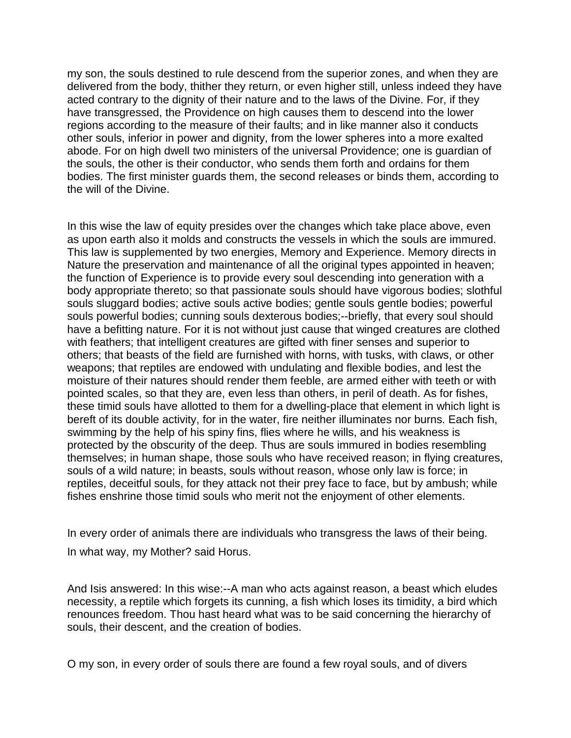my son, the souls destined to rule descend from the superior zones, and when they are delivered from the body, thither they return, or even higher still, unless indeed they have acted contrary to the dignity of their nature and to the laws of the Divine. For, if they have transgressed, the Providence on high causes them to descend into the lower regions according to the measure of their faults; and in like manner also it conducts other souls, inferior in power and dignity, from the lower spheres into a more exalted abode. For on high dwell two ministers of the universal Providence; one is guardian of the souls, the other is their conductor, who sends them forth and ordains for them bodies. The first minister guards them, the second releases or binds them, according to the will of the Divine.

In this wise the law of equity presides over the changes which take place above, even as upon earth also it molds and constructs the vessels in which the souls are immured. This law is supplemented by two energies, Memory and Experience. Memory directs in Nature the preservation and maintenance of all the original types appointed in heaven; the function of Experience is to provide every soul descending into generation with a body appropriate thereto; so that passionate souls should have vigorous bodies; slothful souls sluggard bodies; active souls active bodies; gentle souls gentle bodies; powerful souls powerful bodies; cunning souls dexterous bodies;--briefly, that every soul should have a befitting nature. For it is not without just cause that winged creatures are clothed with feathers; that intelligent creatures are gifted with finer senses and superior to others; that beasts of the field are furnished with horns, with tusks, with claws, or other weapons; that reptiles are endowed with undulating and flexible bodies, and lest the moisture of their natures should render them feeble, are armed either with teeth or with pointed scales, so that they are, even less than others, in peril of death. As for fishes, these timid souls have allotted to them for a dwelling-place that element in which light is bereft of its double activity, for in the water, fire neither illuminates nor burns. Each fish, swimming by the help of his spiny fins, flies where he wills, and his weakness is protected by the obscurity of the deep. Thus are souls immured in bodies resembling themselves; in human shape, those souls who have received reason; in flying creatures, souls of a wild nature; in beasts, souls without reason, whose only law is force; in reptiles, deceitful souls, for they attack not their prey face to face, but by ambush; while fishes enshrine those timid souls who merit not the enjoyment of other elements.

In every order of animals there are individuals who transgress the laws of their being.

In what way, my Mother? said Horus.

And Isis answered: In this wise:--A man who acts against reason, a beast which eludes necessity, a reptile which forgets its cunning, a fish which loses its timidity, a bird which renounces freedom. Thou hast heard what was to be said concerning the hierarchy of souls, their descent, and the creation of bodies.

O my son, in every order of souls there are found a few royal souls, and of divers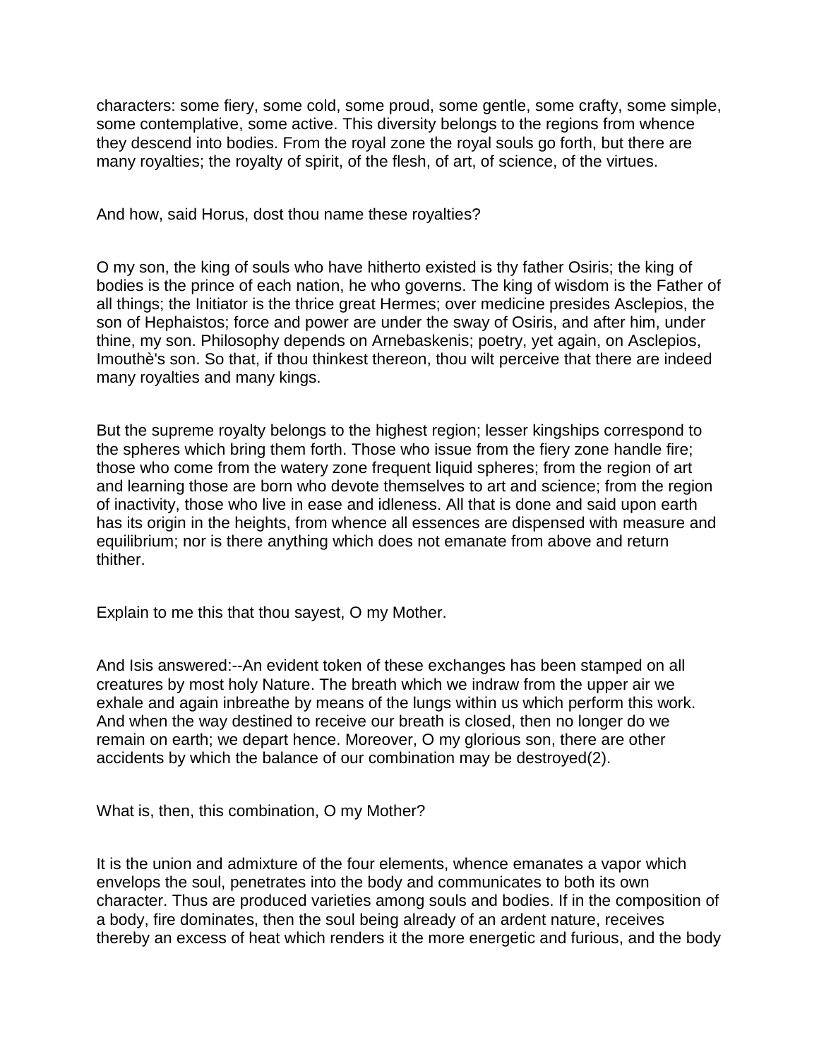characters: some fiery, some cold, some proud, some gentle, some crafty, some simple, some contemplative, some active. This diversity belongs to the regions from whence they descend into bodies. From the royal zone the royal souls go forth, but there are many royalties; the royalty of spirit, of the flesh, of art, of science, of the virtues.

And how, said Horus, dost thou name these royalties?

O my son, the king of souls who have hitherto existed is thy father Osiris; the king of bodies is the prince of each nation, he who governs. The king of wisdom is the Father of all things; the Initiator is the thrice great Hermes; over medicine presides Asclepios, the son of Hephaistos; force and power are under the sway of Osiris, and after him, under thine, my son. Philosophy depends on Arnebaskenis; poetry, yet again, on Asclepios, Imouthè's son. So that, if thou thinkest thereon, thou wilt perceive that there are indeed many royalties and many kings.

But the supreme royalty belongs to the highest region; lesser kingships correspond to the spheres which bring them forth. Those who issue from the fiery zone handle fire; those who come from the watery zone frequent liquid spheres; from the region of art and learning those are born who devote themselves to art and science; from the region of inactivity, those who live in ease and idleness. All that is done and said upon earth has its origin in the heights, from whence all essences are dispensed with measure and equilibrium; nor is there anything which does not emanate from above and return thither.

Explain to me this that thou sayest, O my Mother.

And Isis answered:--An evident token of these exchanges has been stamped on all creatures by most holy Nature. The breath which we indraw from the upper air we exhale and again inbreathe by means of the lungs within us which perform this work. And when the way destined to receive our breath is closed, then no longer do we remain on earth; we depart hence. Moreover, O my glorious son, there are other accidents by which the balance of our combination may be destroyed(2).

What is, then, this combination, O my Mother?

It is the union and admixture of the four elements, whence emanates a vapor which envelops the soul, penetrates into the body and communicates to both its own character. Thus are produced varieties among souls and bodies. If in the composition of a body, fire dominates, then the soul being already of an ardent nature, receives thereby an excess of heat which renders it the more energetic and furious, and the body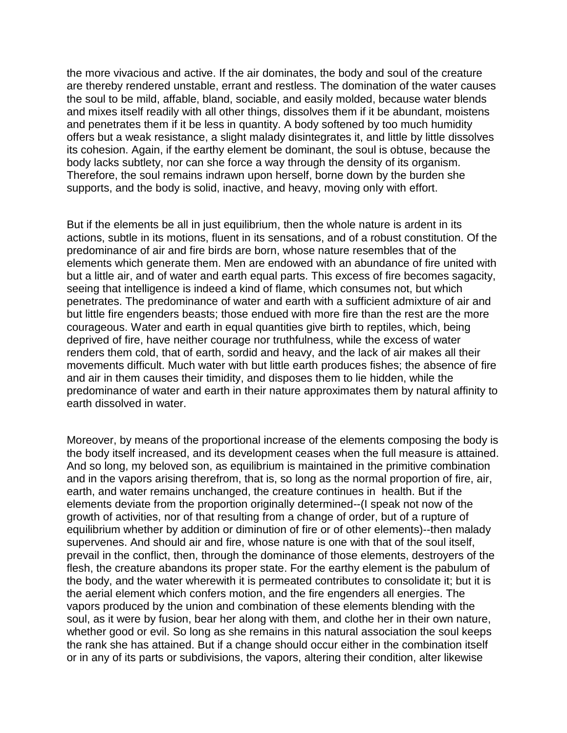the more vivacious and active. If the air dominates, the body and soul of the creature are thereby rendered unstable, errant and restless. The domination of the water causes the soul to be mild, affable, bland, sociable, and easily molded, because water blends and mixes itself readily with all other things, dissolves them if it be abundant, moistens and penetrates them if it be less in quantity. A body softened by too much humidity offers but a weak resistance, a slight malady disintegrates it, and little by little dissolves its cohesion. Again, if the earthy element be dominant, the soul is obtuse, because the body lacks subtlety, nor can she force a way through the density of its organism. Therefore, the soul remains indrawn upon herself, borne down by the burden she supports, and the body is solid, inactive, and heavy, moving only with effort.

But if the elements be all in just equilibrium, then the whole nature is ardent in its actions, subtle in its motions, fluent in its sensations, and of a robust constitution. Of the predominance of air and fire birds are born, whose nature resembles that of the elements which generate them. Men are endowed with an abundance of fire united with but a little air, and of water and earth equal parts. This excess of fire becomes sagacity, seeing that intelligence is indeed a kind of flame, which consumes not, but which penetrates. The predominance of water and earth with a sufficient admixture of air and but little fire engenders beasts; those endued with more fire than the rest are the more courageous. Water and earth in equal quantities give birth to reptiles, which, being deprived of fire, have neither courage nor truthfulness, while the excess of water renders them cold, that of earth, sordid and heavy, and the lack of air makes all their movements difficult. Much water with but little earth produces fishes; the absence of fire and air in them causes their timidity, and disposes them to lie hidden, while the predominance of water and earth in their nature approximates them by natural affinity to earth dissolved in water.

Moreover, by means of the proportional increase of the elements composing the body is the body itself increased, and its development ceases when the full measure is attained. And so long, my beloved son, as equilibrium is maintained in the primitive combination and in the vapors arising therefrom, that is, so long as the normal proportion of fire, air, earth, and water remains unchanged, the creature continues in health. But if the elements deviate from the proportion originally determined--(I speak not now of the growth of activities, nor of that resulting from a change of order, but of a rupture of equilibrium whether by addition or diminution of fire or of other elements)--then malady supervenes. And should air and fire, whose nature is one with that of the soul itself, prevail in the conflict, then, through the dominance of those elements, destroyers of the flesh, the creature abandons its proper state. For the earthy element is the pabulum of the body, and the water wherewith it is permeated contributes to consolidate it; but it is the aerial element which confers motion, and the fire engenders all energies. The vapors produced by the union and combination of these elements blending with the soul, as it were by fusion, bear her along with them, and clothe her in their own nature, whether good or evil. So long as she remains in this natural association the soul keeps the rank she has attained. But if a change should occur either in the combination itself or in any of its parts or subdivisions, the vapors, altering their condition, alter likewise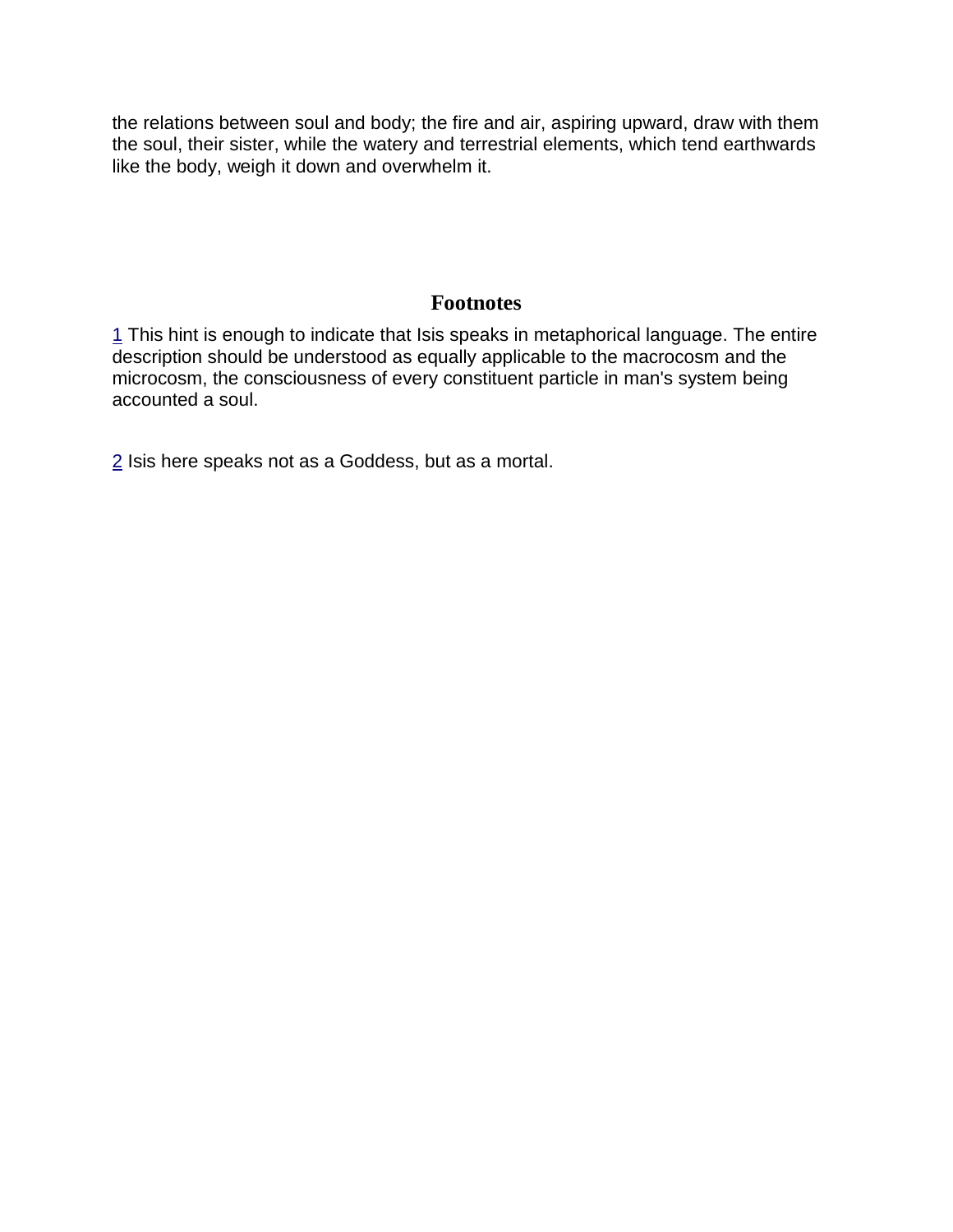the relations between soul and body; the fire and air, aspiring upward, draw with them the soul, their sister, while the watery and terrestrial elements, which tend earthwards like the body, weigh it down and overwhelm it.

## Footnotes

1 This hint is enough to indicate that Isis speaks in metaphorical language. The entire description should be understood as equally applicable to the macrocosm and the microcosm, the consciousness of every constituent particle in man's system being accounted a soul.

2 Isis here speaks not as a Goddess, but as a mortal.